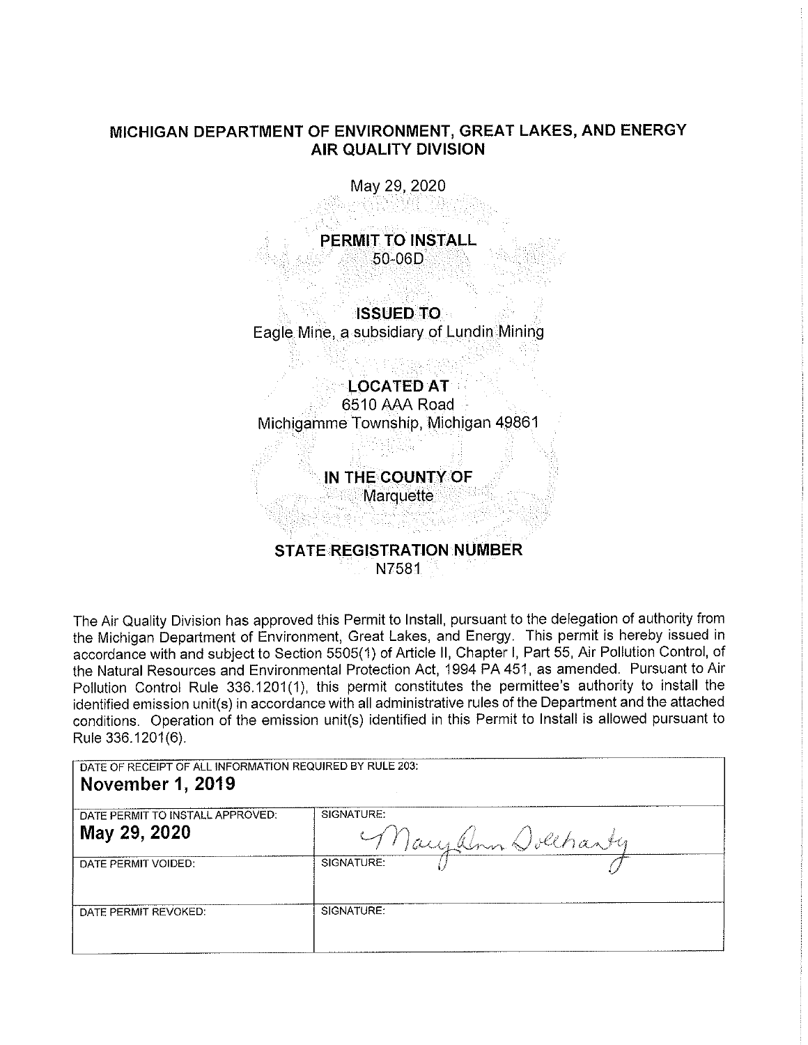# MICHIGAN DEPARTMENT OF ENVIRONMENT, GREAT LAKES, AND ENERGY
## AIR QUALITY DIVISION

May 29, 2020

**PERMIT TO INSTALL**
50-06D

**ISSUED TO**
Eagle Mine, a subsidiary of Lundin Mining

**LOCATED AT**
6510 AAA Road
Michigamme Township, Michigan 49861

**IN THE COUNTY OF**
Marquette

**STATE REGISTRATION NUMBER**
N7581

The Air Quality Division has approved this Permit to Install, pursuant to the delegation of authority from the Michigan Department of Environment, Great Lakes, and Energy. This permit is hereby issued in accordance with and subject to Section 5505(1) of Article II, Chapter I, Part 55, Air Pollution Control, of the Natural Resources and Environmental Protection Act, 1994 PA 451, as amended. Pursuant to Air Pollution Control Rule 336.1201(1), this permit constitutes the permittee's authority to install the identified emission unit(s) in accordance with all administrative rules of the Department and the attached conditions. Operation of the emission unit(s) identified in this Permit to Install is allowed pursuant to Rule 336.1201(6).

| DATE OF RECEIPT OF ALL INFORMATION REQUIRED BY RULE 203: **November 1, 2019** | |
|---|---|
| DATE PERMIT TO INSTALL APPROVED: **May 29, 2020** | SIGNATURE: MaryAnn Dolehanty |
| DATE PERMIT VOIDED: | SIGNATURE: |
| DATE PERMIT REVOKED: | SIGNATURE: |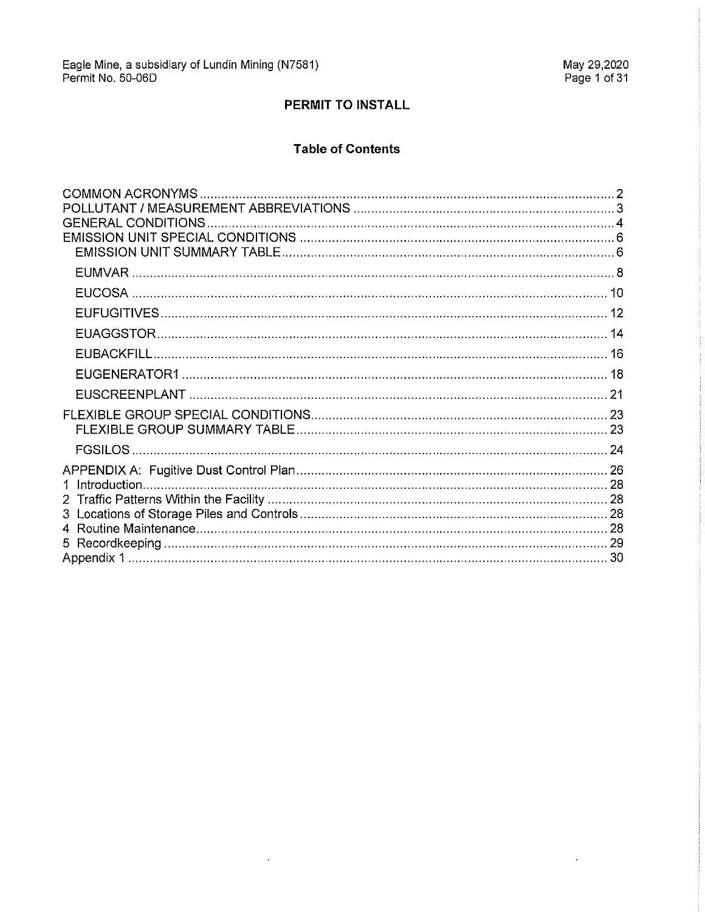# PERMIT TO INSTALL

## Table of Contents

COMMON ACRONYMS ............ 2
POLLUTANT / MEASUREMENT ABBREVIATIONS ............ 3
GENERAL CONDITIONS ............ 4
EMISSION UNIT SPECIAL CONDITIONS ............ 6
  EMISSION UNIT SUMMARY TABLE ............ 6
  EUMVAR ............ 8
  EUCOSA ............ 10
  EUFUGITIVES ............ 12
  EUAGGSTOR ............ 14
  EUBACKFILL ............ 16
  EUGENERATOR1 ............ 18
  EUSCREENPLANT ............ 21
FLEXIBLE GROUP SPECIAL CONDITIONS ............ 23
  FLEXIBLE GROUP SUMMARY TABLE ............ 23
  FGSILOS ............ 24
APPENDIX A: Fugitive Dust Control Plan ............ 26
1 Introduction ............ 28
2 Traffic Patterns Within the Facility ............ 28
3 Locations of Storage Piles and Controls ............ 28
4 Routine Maintenance ............ 28
5 Recordkeeping ............ 29
Appendix 1 ............ 30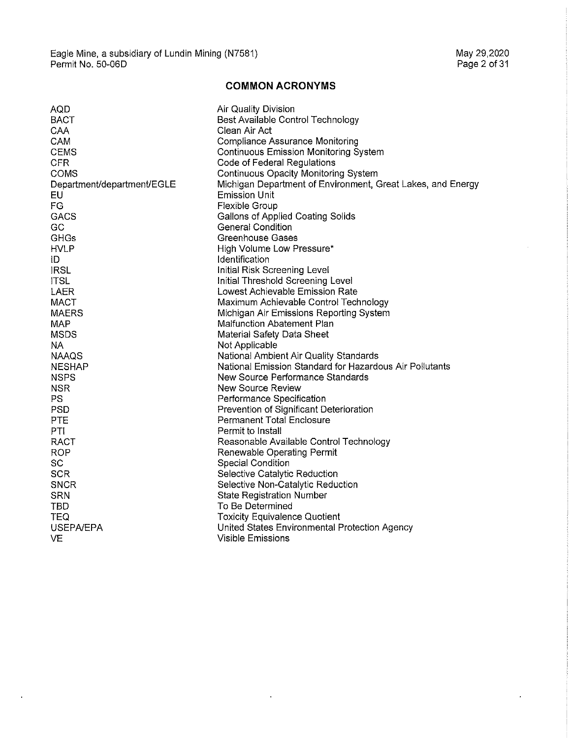## COMMON ACRONYMS

| | |
|---|---|
| AQD | Air Quality Division |
| BACT | Best Available Control Technology |
| CAA | Clean Air Act |
| CAM | Compliance Assurance Monitoring |
| CEMS | Continuous Emission Monitoring System |
| CFR | Code of Federal Regulations |
| COMS | Continuous Opacity Monitoring System |
| Department/department/EGLE | Michigan Department of Environment, Great Lakes, and Energy |
| EU | Emission Unit |
| FG | Flexible Group |
| GACS | Gallons of Applied Coating Solids |
| GC | General Condition |
| GHGs | Greenhouse Gases |
| HVLP | High Volume Low Pressure* |
| ID | Identification |
| IRSL | Initial Risk Screening Level |
| ITSL | Initial Threshold Screening Level |
| LAER | Lowest Achievable Emission Rate |
| MACT | Maximum Achievable Control Technology |
| MAERS | Michigan Air Emissions Reporting System |
| MAP | Malfunction Abatement Plan |
| MSDS | Material Safety Data Sheet |
| NA | Not Applicable |
| NAAQS | National Ambient Air Quality Standards |
| NESHAP | National Emission Standard for Hazardous Air Pollutants |
| NSPS | New Source Performance Standards |
| NSR | New Source Review |
| PS | Performance Specification |
| PSD | Prevention of Significant Deterioration |
| PTE | Permanent Total Enclosure |
| PTI | Permit to Install |
| RACT | Reasonable Available Control Technology |
| ROP | Renewable Operating Permit |
| SC | Special Condition |
| SCR | Selective Catalytic Reduction |
| SNCR | Selective Non-Catalytic Reduction |
| SRN | State Registration Number |
| TBD | To Be Determined |
| TEQ | Toxicity Equivalence Quotient |
| USEPA/EPA | United States Environmental Protection Agency |
| VE | Visible Emissions |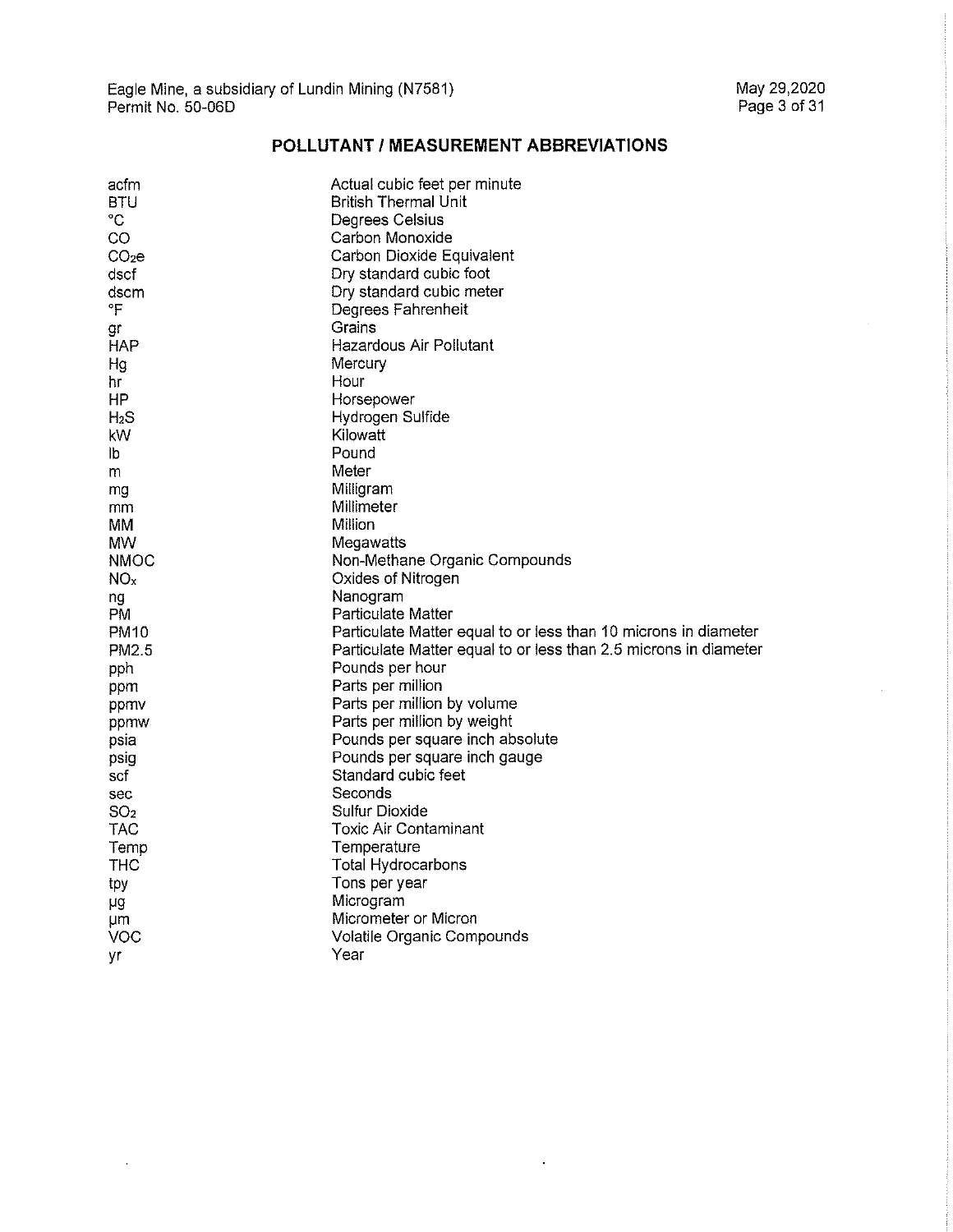## POLLUTANT / MEASUREMENT ABBREVIATIONS

| | |
|---|---|
| acfm | Actual cubic feet per minute |
| BTU | British Thermal Unit |
| °C | Degrees Celsius |
| CO | Carbon Monoxide |
| $CO_2e$ | Carbon Dioxide Equivalent |
| dscf | Dry standard cubic foot |
| dscm | Dry standard cubic meter |
| °F | Degrees Fahrenheit |
| gr | Grains |
| HAP | Hazardous Air Pollutant |
| Hg | Mercury |
| hr | Hour |
| HP | Horsepower |
| $H_2S$ | Hydrogen Sulfide |
| kW | Kilowatt |
| lb | Pound |
| m | Meter |
| mg | Milligram |
| mm | Millimeter |
| MM | Million |
| MW | Megawatts |
| NMOC | Non-Methane Organic Compounds |
| $NO_x$ | Oxides of Nitrogen |
| ng | Nanogram |
| PM | Particulate Matter |
| PM10 | Particulate Matter equal to or less than 10 microns in diameter |
| PM2.5 | Particulate Matter equal to or less than 2.5 microns in diameter |
| pph | Pounds per hour |
| ppm | Parts per million |
| ppmv | Parts per million by volume |
| ppmw | Parts per million by weight |
| psia | Pounds per square inch absolute |
| psig | Pounds per square inch gauge |
| scf | Standard cubic feet |
| sec | Seconds |
| $SO_2$ | Sulfur Dioxide |
| TAC | Toxic Air Contaminant |
| Temp | Temperature |
| THC | Total Hydrocarbons |
| tpy | Tons per year |
| µg | Microgram |
| µm | Micrometer or Micron |
| VOC | Volatile Organic Compounds |
| yr | Year |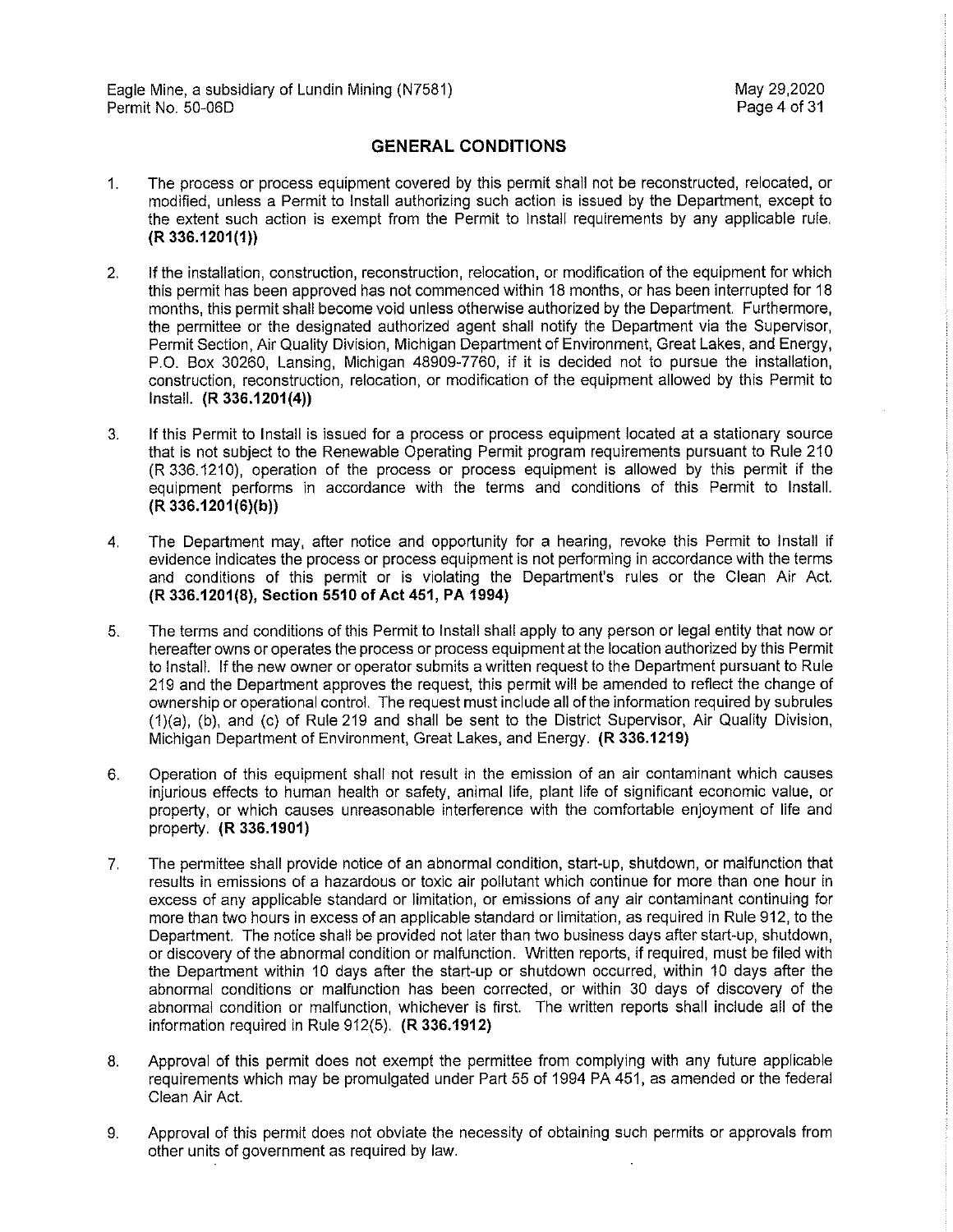## GENERAL CONDITIONS

1. The process or process equipment covered by this permit shall not be reconstructed, relocated, or modified, unless a Permit to Install authorizing such action is issued by the Department, except to the extent such action is exempt from the Permit to Install requirements by any applicable rule. **(R 336.1201(1))**

2. If the installation, construction, reconstruction, relocation, or modification of the equipment for which this permit has been approved has not commenced within 18 months, or has been interrupted for 18 months, this permit shall become void unless otherwise authorized by the Department. Furthermore, the permittee or the designated authorized agent shall notify the Department via the Supervisor, Permit Section, Air Quality Division, Michigan Department of Environment, Great Lakes, and Energy, P.O. Box 30260, Lansing, Michigan 48909-7760, if it is decided not to pursue the installation, construction, reconstruction, relocation, or modification of the equipment allowed by this Permit to Install. **(R 336.1201(4))**

3. If this Permit to Install is issued for a process or process equipment located at a stationary source that is not subject to the Renewable Operating Permit program requirements pursuant to Rule 210 (R 336.1210), operation of the process or process equipment is allowed by this permit if the equipment performs in accordance with the terms and conditions of this Permit to Install. **(R 336.1201(6)(b))**

4. The Department may, after notice and opportunity for a hearing, revoke this Permit to Install if evidence indicates the process or process equipment is not performing in accordance with the terms and conditions of this permit or is violating the Department's rules or the Clean Air Act. **(R 336.1201(8), Section 5510 of Act 451, PA 1994)**

5. The terms and conditions of this Permit to Install shall apply to any person or legal entity that now or hereafter owns or operates the process or process equipment at the location authorized by this Permit to Install. If the new owner or operator submits a written request to the Department pursuant to Rule 219 and the Department approves the request, this permit will be amended to reflect the change of ownership or operational control. The request must include all of the information required by subrules (1)(a), (b), and (c) of Rule 219 and shall be sent to the District Supervisor, Air Quality Division, Michigan Department of Environment, Great Lakes, and Energy. **(R 336.1219)**

6. Operation of this equipment shall not result in the emission of an air contaminant which causes injurious effects to human health or safety, animal life, plant life of significant economic value, or property, or which causes unreasonable interference with the comfortable enjoyment of life and property. **(R 336.1901)**

7. The permittee shall provide notice of an abnormal condition, start-up, shutdown, or malfunction that results in emissions of a hazardous or toxic air pollutant which continue for more than one hour in excess of any applicable standard or limitation, or emissions of any air contaminant continuing for more than two hours in excess of an applicable standard or limitation, as required in Rule 912, to the Department. The notice shall be provided not later than two business days after start-up, shutdown, or discovery of the abnormal condition or malfunction. Written reports, if required, must be filed with the Department within 10 days after the start-up or shutdown occurred, within 10 days after the abnormal conditions or malfunction has been corrected, or within 30 days of discovery of the abnormal condition or malfunction, whichever is first. The written reports shall include all of the information required in Rule 912(5). **(R 336.1912)**

8. Approval of this permit does not exempt the permittee from complying with any future applicable requirements which may be promulgated under Part 55 of 1994 PA 451, as amended or the federal Clean Air Act.

9. Approval of this permit does not obviate the necessity of obtaining such permits or approvals from other units of government as required by law.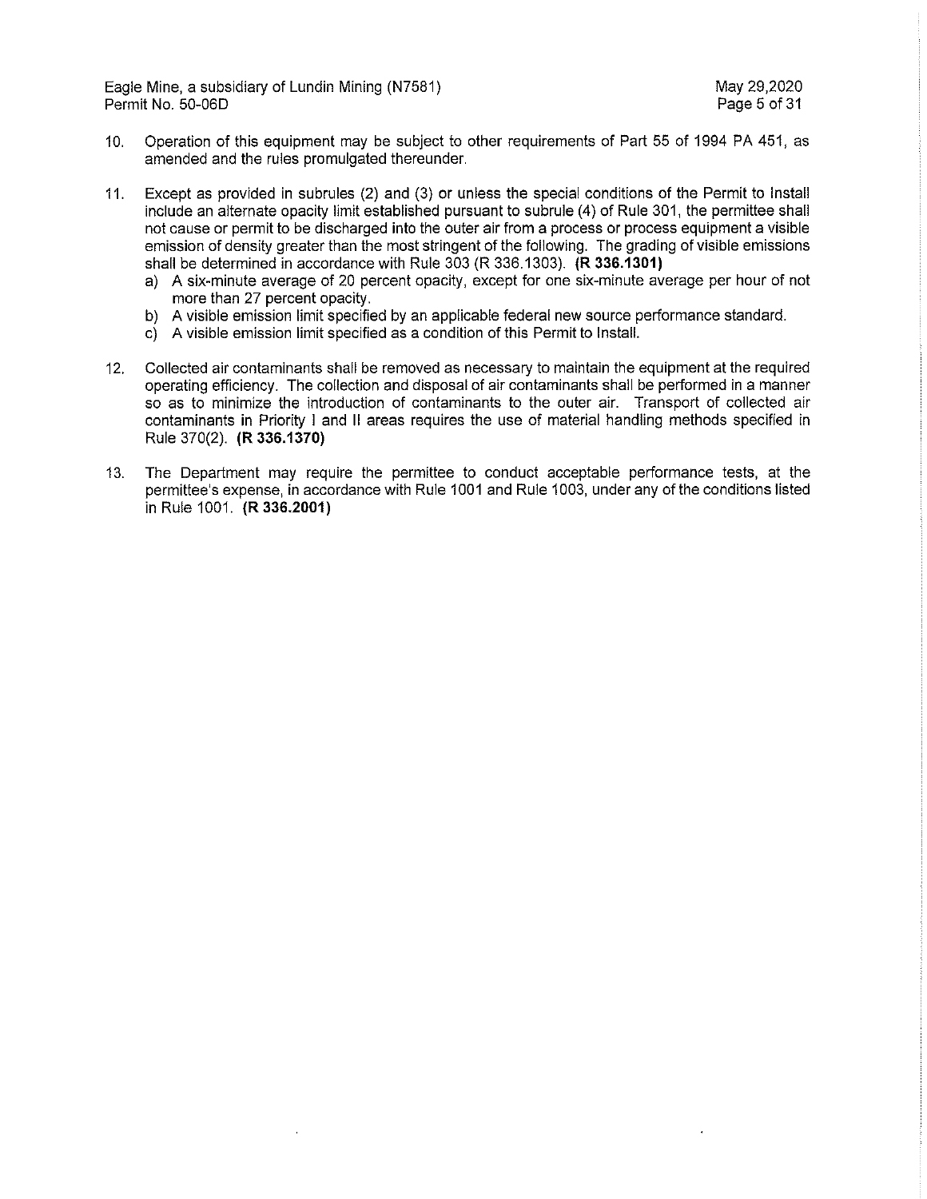10. Operation of this equipment may be subject to other requirements of Part 55 of 1994 PA 451, as amended and the rules promulgated thereunder.

11. Except as provided in subrules (2) and (3) or unless the special conditions of the Permit to Install include an alternate opacity limit established pursuant to subrule (4) of Rule 301, the permittee shall not cause or permit to be discharged into the outer air from a process or process equipment a visible emission of density greater than the most stringent of the following. The grading of visible emissions shall be determined in accordance with Rule 303 (R 336.1303). **(R 336.1301)**
    a) A six-minute average of 20 percent opacity, except for one six-minute average per hour of not more than 27 percent opacity.
    b) A visible emission limit specified by an applicable federal new source performance standard.
    c) A visible emission limit specified as a condition of this Permit to Install.

12. Collected air contaminants shall be removed as necessary to maintain the equipment at the required operating efficiency. The collection and disposal of air contaminants shall be performed in a manner so as to minimize the introduction of contaminants to the outer air. Transport of collected air contaminants in Priority I and II areas requires the use of material handling methods specified in Rule 370(2). **(R 336.1370)**

13. The Department may require the permittee to conduct acceptable performance tests, at the permittee's expense, in accordance with Rule 1001 and Rule 1003, under any of the conditions listed in Rule 1001. **(R 336.2001)**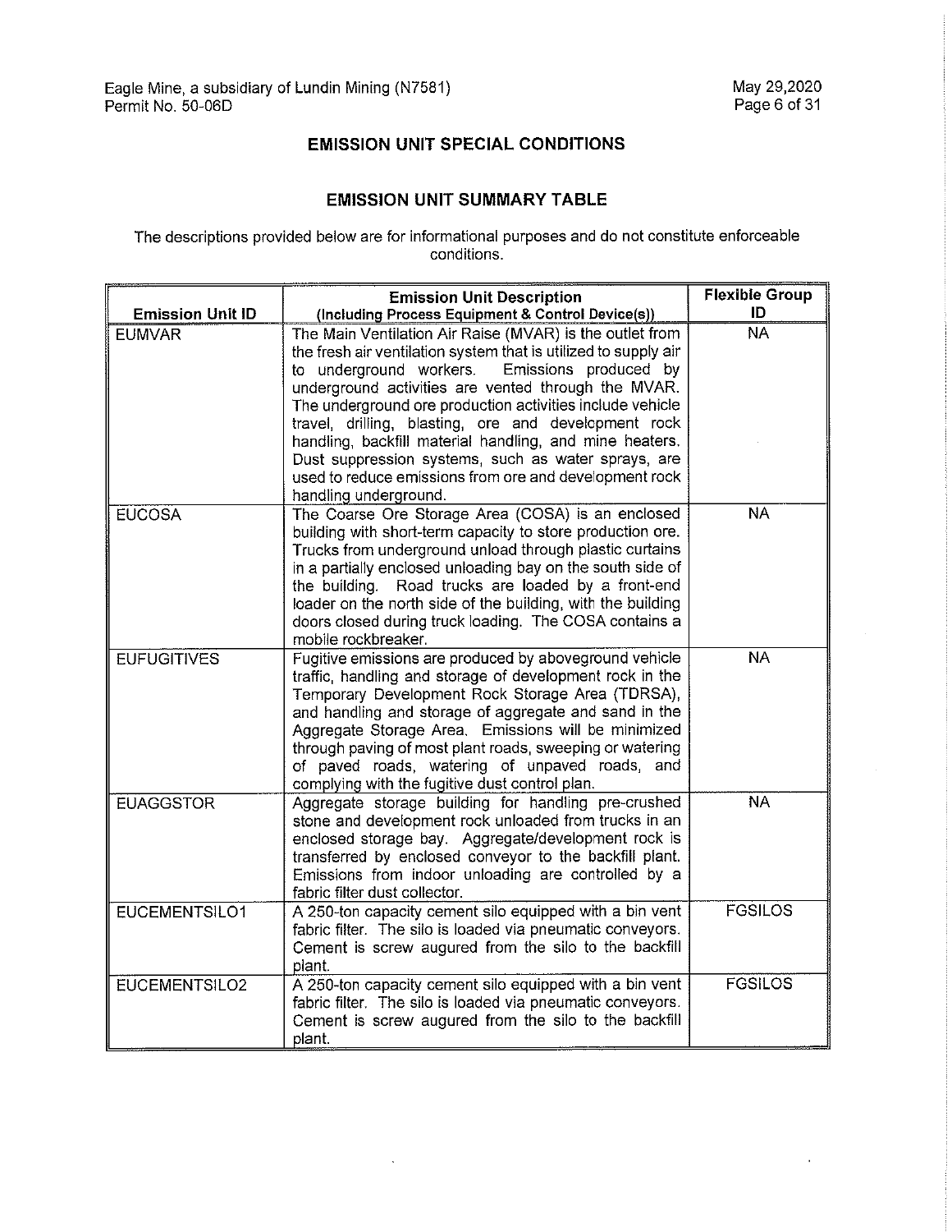## EMISSION UNIT SPECIAL CONDITIONS

### EMISSION UNIT SUMMARY TABLE

The descriptions provided below are for informational purposes and do not constitute enforceable conditions.

| Emission Unit ID | Emission Unit Description (Including Process Equipment & Control Device(s)) | Flexible Group ID |
|---|---|---|
| EUMVAR | The Main Ventilation Air Raise (MVAR) is the outlet from the fresh air ventilation system that is utilized to supply air to underground workers. Emissions produced by underground activities are vented through the MVAR. The underground ore production activities include vehicle travel, drilling, blasting, ore and development rock handling, backfill material handling, and mine heaters. Dust suppression systems, such as water sprays, are used to reduce emissions from ore and development rock handling underground. | NA |
| EUCOSA | The Coarse Ore Storage Area (COSA) is an enclosed building with short-term capacity to store production ore. Trucks from underground unload through plastic curtains in a partially enclosed unloading bay on the south side of the building. Road trucks are loaded by a front-end loader on the north side of the building, with the building doors closed during truck loading. The COSA contains a mobile rockbreaker. | NA |
| EUFUGITIVES | Fugitive emissions are produced by aboveground vehicle traffic, handling and storage of development rock in the Temporary Development Rock Storage Area (TDRSA), and handling and storage of aggregate and sand in the Aggregate Storage Area. Emissions will be minimized through paving of most plant roads, sweeping or watering of paved roads, watering of unpaved roads, and complying with the fugitive dust control plan. | NA |
| EUAGGSTOR | Aggregate storage building for handling pre-crushed stone and development rock unloaded from trucks in an enclosed storage bay. Aggregate/development rock is transferred by enclosed conveyor to the backfill plant. Emissions from indoor unloading are controlled by a fabric filter dust collector. | NA |
| EUCEMENTSILO1 | A 250-ton capacity cement silo equipped with a bin vent fabric filter. The silo is loaded via pneumatic conveyors. Cement is screw augured from the silo to the backfill plant. | FGSILOS |
| EUCEMENTSILO2 | A 250-ton capacity cement silo equipped with a bin vent fabric filter. The silo is loaded via pneumatic conveyors. Cement is screw augured from the silo to the backfill plant. | FGSILOS |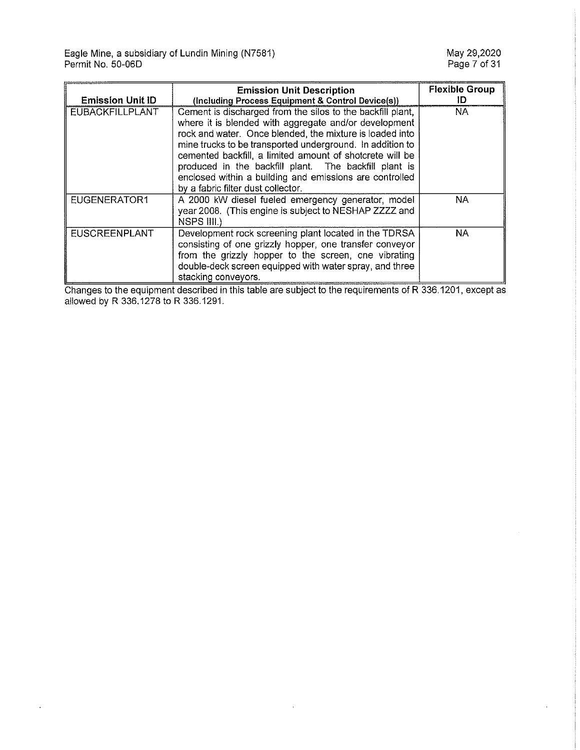| Emission Unit ID | Emission Unit Description (Including Process Equipment & Control Device(s)) | Flexible Group ID |
|---|---|---|
| EUBACKFILLPLANT | Cement is discharged from the silos to the backfill plant, where it is blended with aggregate and/or development rock and water. Once blended, the mixture is loaded into mine trucks to be transported underground. In addition to cemented backfill, a limited amount of shotcrete will be produced in the backfill plant. The backfill plant is enclosed within a building and emissions are controlled by a fabric filter dust collector. | NA |
| EUGENERATOR1 | A 2000 kW diesel fueled emergency generator, model year 2008. (This engine is subject to NESHAP ZZZZ and NSPS IIII.) | NA |
| EUSCREENPLANT | Development rock screening plant located in the TDRSA consisting of one grizzly hopper, one transfer conveyor from the grizzly hopper to the screen, one vibrating double-deck screen equipped with water spray, and three stacking conveyors. | NA |

Changes to the equipment described in this table are subject to the requirements of R 336.1201, except as allowed by R 336.1278 to R 336.1291.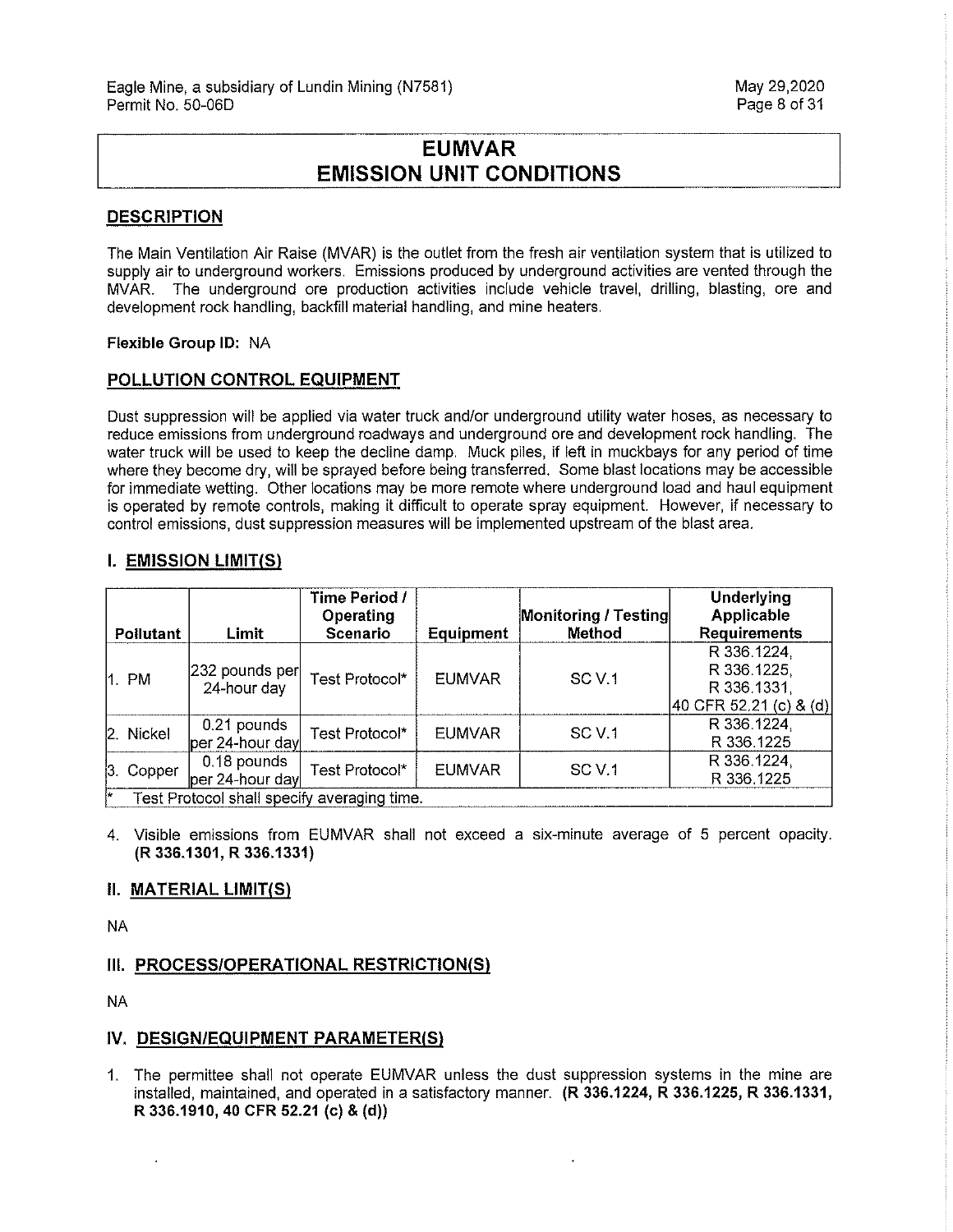# EUMVAR
# EMISSION UNIT CONDITIONS

## DESCRIPTION

The Main Ventilation Air Raise (MVAR) is the outlet from the fresh air ventilation system that is utilized to supply air to underground workers. Emissions produced by underground activities are vented through the MVAR. The underground ore production activities include vehicle travel, drilling, blasting, ore and development rock handling, backfill material handling, and mine heaters.

**Flexible Group ID:** NA

## POLLUTION CONTROL EQUIPMENT

Dust suppression will be applied via water truck and/or underground utility water hoses, as necessary to reduce emissions from underground roadways and underground ore and development rock handling. The water truck will be used to keep the decline damp. Muck piles, if left in muckbays for any period of time where they become dry, will be sprayed before being transferred. Some blast locations may be accessible for immediate wetting. Other locations may be more remote where underground load and haul equipment is operated by remote controls, making it difficult to operate spray equipment. However, if necessary to control emissions, dust suppression measures will be implemented upstream of the blast area.

## I. EMISSION LIMIT(S)

| Pollutant | Limit | Time Period / Operating Scenario | Equipment | Monitoring / Testing Method | Underlying Applicable Requirements |
|---|---|---|---|---|---|
| 1. PM | 232 pounds per 24-hour day | Test Protocol* | EUMVAR | SC V.1 | R 336.1224, R 336.1225, R 336.1331, 40 CFR 52.21 (c) & (d) |
| 2. Nickel | 0.21 pounds per 24-hour day | Test Protocol* | EUMVAR | SC V.1 | R 336.1224, R 336.1225 |
| 3. Copper | 0.18 pounds per 24-hour day | Test Protocol* | EUMVAR | SC V.1 | R 336.1224, R 336.1225 |
| * Test Protocol shall specify averaging time. | | | | | |

4. Visible emissions from EUMVAR shall not exceed a six-minute average of 5 percent opacity. **(R 336.1301, R 336.1331)**

## II. MATERIAL LIMIT(S)

NA

## III. PROCESS/OPERATIONAL RESTRICTION(S)

NA

## IV. DESIGN/EQUIPMENT PARAMETER(S)

1. The permittee shall not operate EUMVAR unless the dust suppression systems in the mine are installed, maintained, and operated in a satisfactory manner. **(R 336.1224, R 336.1225, R 336.1331, R 336.1910, 40 CFR 52.21 (c) & (d))**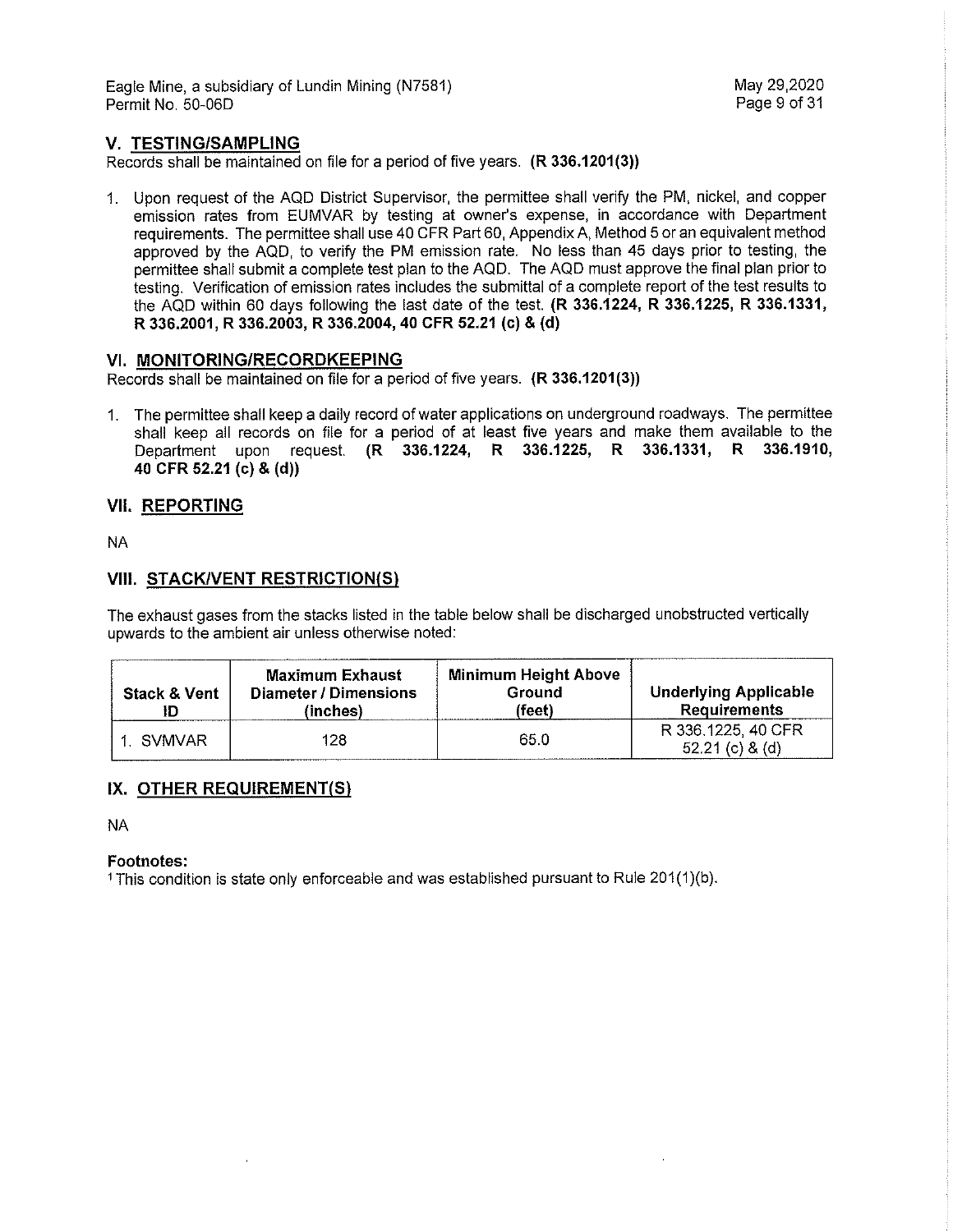## V. TESTING/SAMPLING

Records shall be maintained on file for a period of five years. **(R 336.1201(3))**

1. Upon request of the AQD District Supervisor, the permittee shall verify the PM, nickel, and copper emission rates from EUMVAR by testing at owner's expense, in accordance with Department requirements. The permittee shall use 40 CFR Part 60, Appendix A, Method 5 or an equivalent method approved by the AQD, to verify the PM emission rate. No less than 45 days prior to testing, the permittee shall submit a complete test plan to the AQD. The AQD must approve the final plan prior to testing. Verification of emission rates includes the submittal of a complete report of the test results to the AQD within 60 days following the last date of the test. **(R 336.1224, R 336.1225, R 336.1331, R 336.2001, R 336.2003, R 336.2004, 40 CFR 52.21 (c) & (d)**

## VI. MONITORING/RECORDKEEPING

Records shall be maintained on file for a period of five years. **(R 336.1201(3))**

1. The permittee shall keep a daily record of water applications on underground roadways. The permittee shall keep all records on file for a period of at least five years and make them available to the Department upon request. **(R 336.1224, R 336.1225, R 336.1331, R 336.1910, 40 CFR 52.21 (c) & (d))**

## VII. REPORTING

NA

## VIII. STACK/VENT RESTRICTION(S)

The exhaust gases from the stacks listed in the table below shall be discharged unobstructed vertically upwards to the ambient air unless otherwise noted:

| Stack & Vent ID | Maximum Exhaust Diameter / Dimensions (inches) | Minimum Height Above Ground (feet) | Underlying Applicable Requirements |
|---|---|---|---|
| 1. SVMVAR | 128 | 65.0 | R 336.1225, 40 CFR 52.21 (c) & (d) |

## IX. OTHER REQUIREMENT(S)

NA

**Footnotes:**

[1] This condition is state only enforceable and was established pursuant to Rule 201(1)(b).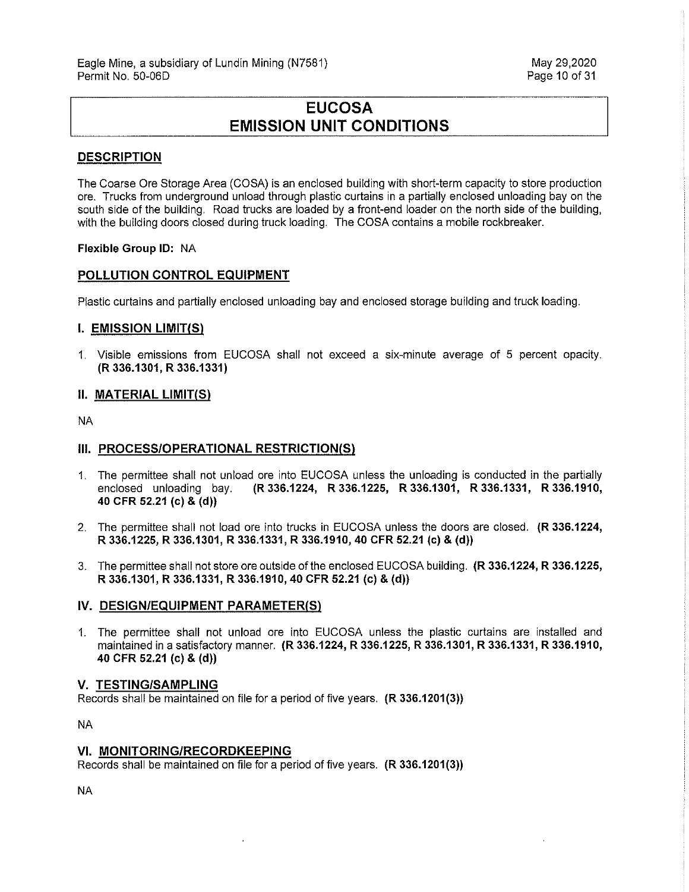# EUCOSA
# EMISSION UNIT CONDITIONS

## DESCRIPTION

The Coarse Ore Storage Area (COSA) is an enclosed building with short-term capacity to store production ore. Trucks from underground unload through plastic curtains in a partially enclosed unloading bay on the south side of the building. Road trucks are loaded by a front-end loader on the north side of the building, with the building doors closed during truck loading. The COSA contains a mobile rockbreaker.

**Flexible Group ID:** NA

## POLLUTION CONTROL EQUIPMENT

Plastic curtains and partially enclosed unloading bay and enclosed storage building and truck loading.

## I. EMISSION LIMIT(S)

1. Visible emissions from EUCOSA shall not exceed a six-minute average of 5 percent opacity. **(R 336.1301, R 336.1331)**

## II. MATERIAL LIMIT(S)

NA

## III. PROCESS/OPERATIONAL RESTRICTION(S)

1. The permittee shall not unload ore into EUCOSA unless the unloading is conducted in the partially enclosed unloading bay. **(R 336.1224, R 336.1225, R 336.1301, R 336.1331, R 336.1910, 40 CFR 52.21 (c) & (d))**

2. The permittee shall not load ore into trucks in EUCOSA unless the doors are closed. **(R 336.1224, R 336.1225, R 336.1301, R 336.1331, R 336.1910, 40 CFR 52.21 (c) & (d))**

3. The permittee shall not store ore outside of the enclosed EUCOSA building. **(R 336.1224, R 336.1225, R 336.1301, R 336.1331, R 336.1910, 40 CFR 52.21 (c) & (d))**

## IV. DESIGN/EQUIPMENT PARAMETER(S)

1. The permittee shall not unload ore into EUCOSA unless the plastic curtains are installed and maintained in a satisfactory manner. **(R 336.1224, R 336.1225, R 336.1301, R 336.1331, R 336.1910, 40 CFR 52.21 (c) & (d))**

## V. TESTING/SAMPLING

Records shall be maintained on file for a period of five years. **(R 336.1201(3))**

NA

## VI. MONITORING/RECORDKEEPING

Records shall be maintained on file for a period of five years. **(R 336.1201(3))**

NA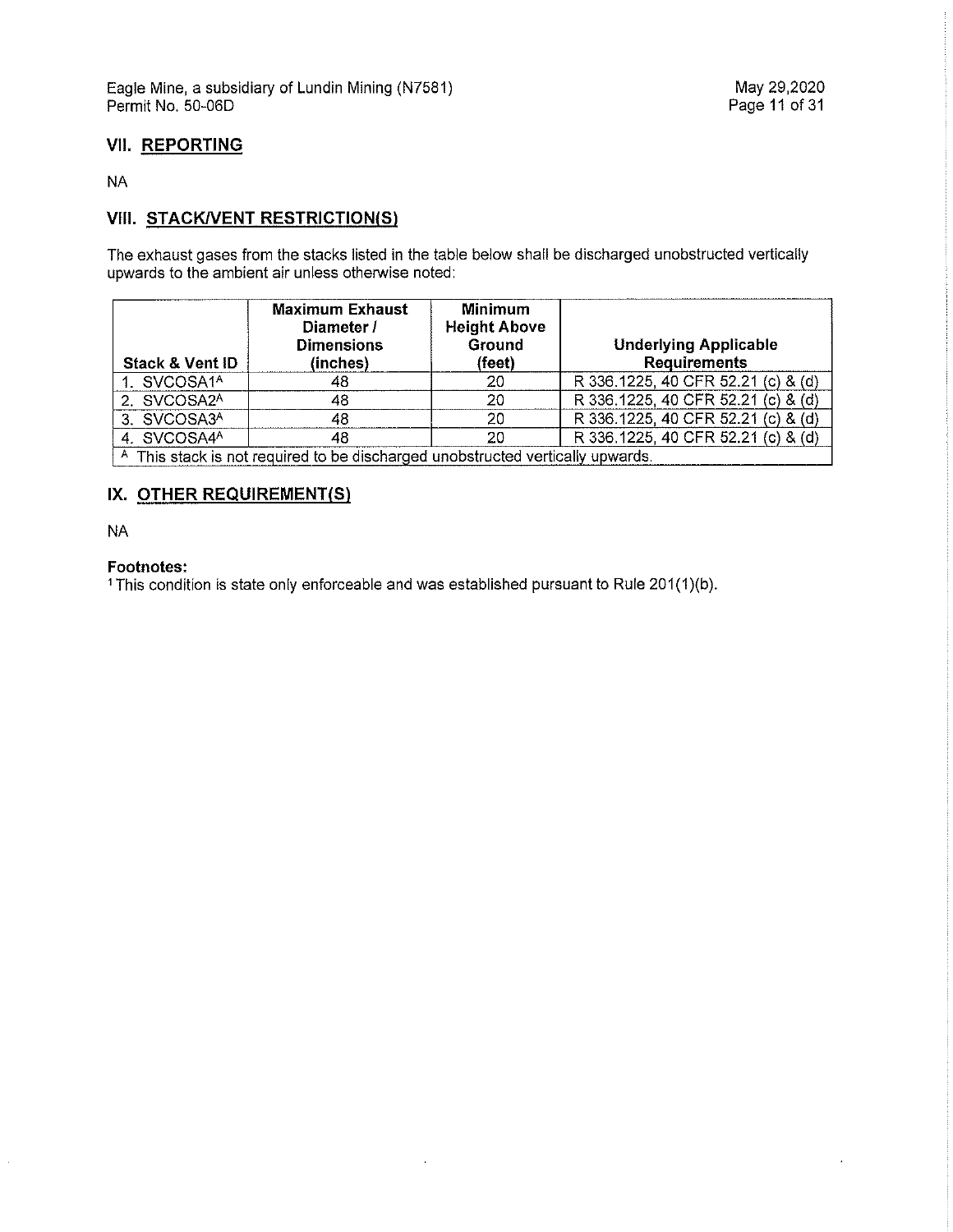## VII. REPORTING

NA

## VIII. STACK/VENT RESTRICTION(S)

The exhaust gases from the stacks listed in the table below shall be discharged unobstructed vertically upwards to the ambient air unless otherwise noted:

| Stack & Vent ID | Maximum Exhaust Diameter / Dimensions (inches) | Minimum Height Above Ground (feet) | Underlying Applicable Requirements |
|---|---|---|---|
| 1. SVCOSA1[A] | 48 | 20 | R 336.1225, 40 CFR 52.21 (c) & (d) |
| 2. SVCOSA2[A] | 48 | 20 | R 336.1225, 40 CFR 52.21 (c) & (d) |
| 3. SVCOSA3[A] | 48 | 20 | R 336.1225, 40 CFR 52.21 (c) & (d) |
| 4. SVCOSA4[A] | 48 | 20 | R 336.1225, 40 CFR 52.21 (c) & (d) |

[A] This stack is not required to be discharged unobstructed vertically upwards.

## IX. OTHER REQUIREMENT(S)

NA

**Footnotes:**

[1] This condition is state only enforceable and was established pursuant to Rule 201(1)(b).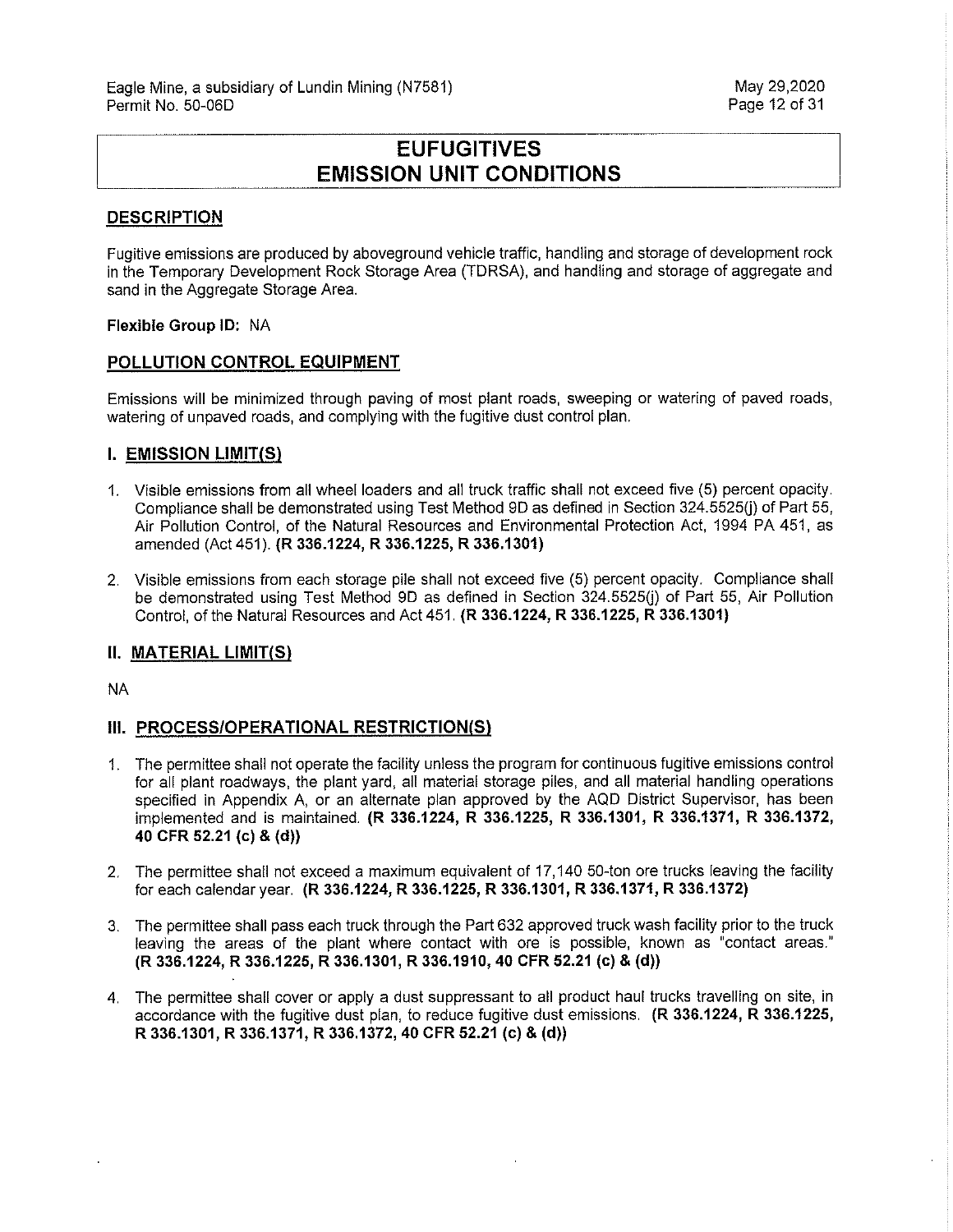# EUFUGITIVES
# EMISSION UNIT CONDITIONS

## DESCRIPTION

Fugitive emissions are produced by aboveground vehicle traffic, handling and storage of development rock in the Temporary Development Rock Storage Area (TDRSA), and handling and storage of aggregate and sand in the Aggregate Storage Area.

**Flexible Group ID:** NA

## POLLUTION CONTROL EQUIPMENT

Emissions will be minimized through paving of most plant roads, sweeping or watering of paved roads, watering of unpaved roads, and complying with the fugitive dust control plan.

## I. EMISSION LIMIT(S)

1. Visible emissions from all wheel loaders and all truck traffic shall not exceed five (5) percent opacity. Compliance shall be demonstrated using Test Method 9D as defined in Section 324.5525(j) of Part 55, Air Pollution Control, of the Natural Resources and Environmental Protection Act, 1994 PA 451, as amended (Act 451). **(R 336.1224, R 336.1225, R 336.1301)**

2. Visible emissions from each storage pile shall not exceed five (5) percent opacity. Compliance shall be demonstrated using Test Method 9D as defined in Section 324.5525(j) of Part 55, Air Pollution Control, of the Natural Resources and Act 451. **(R 336.1224, R 336.1225, R 336.1301)**

## II. MATERIAL LIMIT(S)

NA

## III. PROCESS/OPERATIONAL RESTRICTION(S)

1. The permittee shall not operate the facility unless the program for continuous fugitive emissions control for all plant roadways, the plant yard, all material storage piles, and all material handling operations specified in Appendix A, or an alternate plan approved by the AQD District Supervisor, has been implemented and is maintained. **(R 336.1224, R 336.1225, R 336.1301, R 336.1371, R 336.1372, 40 CFR 52.21 (c) & (d))**

2. The permittee shall not exceed a maximum equivalent of 17,140 50-ton ore trucks leaving the facility for each calendar year. **(R 336.1224, R 336.1225, R 336.1301, R 336.1371, R 336.1372)**

3. The permittee shall pass each truck through the Part 632 approved truck wash facility prior to the truck leaving the areas of the plant where contact with ore is possible, known as "contact areas." **(R 336.1224, R 336.1225, R 336.1301, R 336.1910, 40 CFR 52.21 (c) & (d))**

4. The permittee shall cover or apply a dust suppressant to all product haul trucks travelling on site, in accordance with the fugitive dust plan, to reduce fugitive dust emissions. **(R 336.1224, R 336.1225, R 336.1301, R 336.1371, R 336.1372, 40 CFR 52.21 (c) & (d))**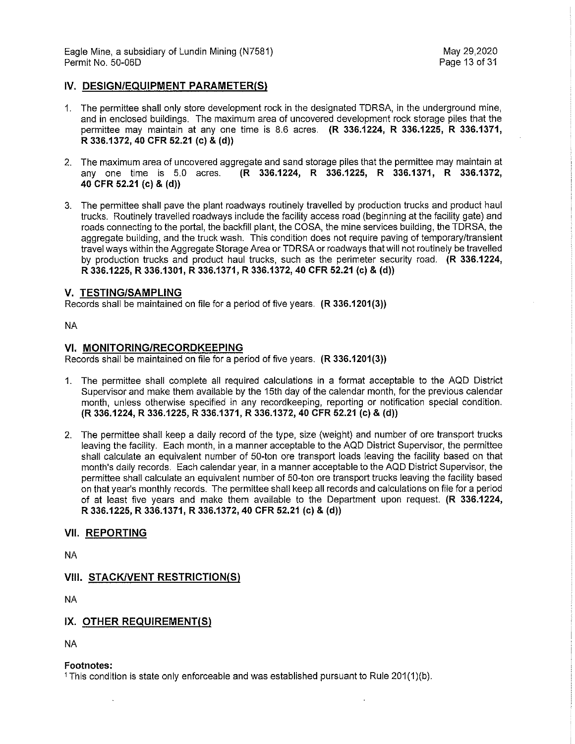## IV. DESIGN/EQUIPMENT PARAMETER(S)

1. The permittee shall only store development rock in the designated TDRSA, in the underground mine, and in enclosed buildings. The maximum area of uncovered development rock storage piles that the permittee may maintain at any one time is 8.6 acres. **(R 336.1224, R 336.1225, R 336.1371, R 336.1372, 40 CFR 52.21 (c) & (d))**

2. The maximum area of uncovered aggregate and sand storage piles that the permittee may maintain at any one time is 5.0 acres. **(R 336.1224, R 336.1225, R 336.1371, R 336.1372, 40 CFR 52.21 (c) & (d))**

3. The permittee shall pave the plant roadways routinely travelled by production trucks and product haul trucks. Routinely travelled roadways include the facility access road (beginning at the facility gate) and roads connecting to the portal, the backfill plant, the COSA, the mine services building, the TDRSA, the aggregate building, and the truck wash. This condition does not require paving of temporary/transient travel ways within the Aggregate Storage Area or TDRSA or roadways that will not routinely be travelled by production trucks and product haul trucks, such as the perimeter security road. **(R 336.1224, R 336.1225, R 336.1301, R 336.1371, R 336.1372, 40 CFR 52.21 (c) & (d))**

## V. TESTING/SAMPLING

Records shall be maintained on file for a period of five years. **(R 336.1201(3))**

NA

## VI. MONITORING/RECORDKEEPING

Records shall be maintained on file for a period of five years. **(R 336.1201(3))**

1. The permittee shall complete all required calculations in a format acceptable to the AQD District Supervisor and make them available by the 15th day of the calendar month, for the previous calendar month, unless otherwise specified in any recordkeeping, reporting or notification special condition. **(R 336.1224, R 336.1225, R 336.1371, R 336.1372, 40 CFR 52.21 (c) & (d))**

2. The permittee shall keep a daily record of the type, size (weight) and number of ore transport trucks leaving the facility. Each month, in a manner acceptable to the AQD District Supervisor, the permittee shall calculate an equivalent number of 50-ton ore transport loads leaving the facility based on that month's daily records. Each calendar year, in a manner acceptable to the AQD District Supervisor, the permittee shall calculate an equivalent number of 50-ton ore transport trucks leaving the facility based on that year's monthly records. The permittee shall keep all records and calculations on file for a period of at least five years and make them available to the Department upon request. **(R 336.1224, R 336.1225, R 336.1371, R 336.1372, 40 CFR 52.21 (c) & (d))**

## VII. REPORTING

NA

## VIII. STACK/VENT RESTRICTION(S)

NA

## IX. OTHER REQUIREMENT(S)

NA

**Footnotes:**

[1] This condition is state only enforceable and was established pursuant to Rule 201(1)(b).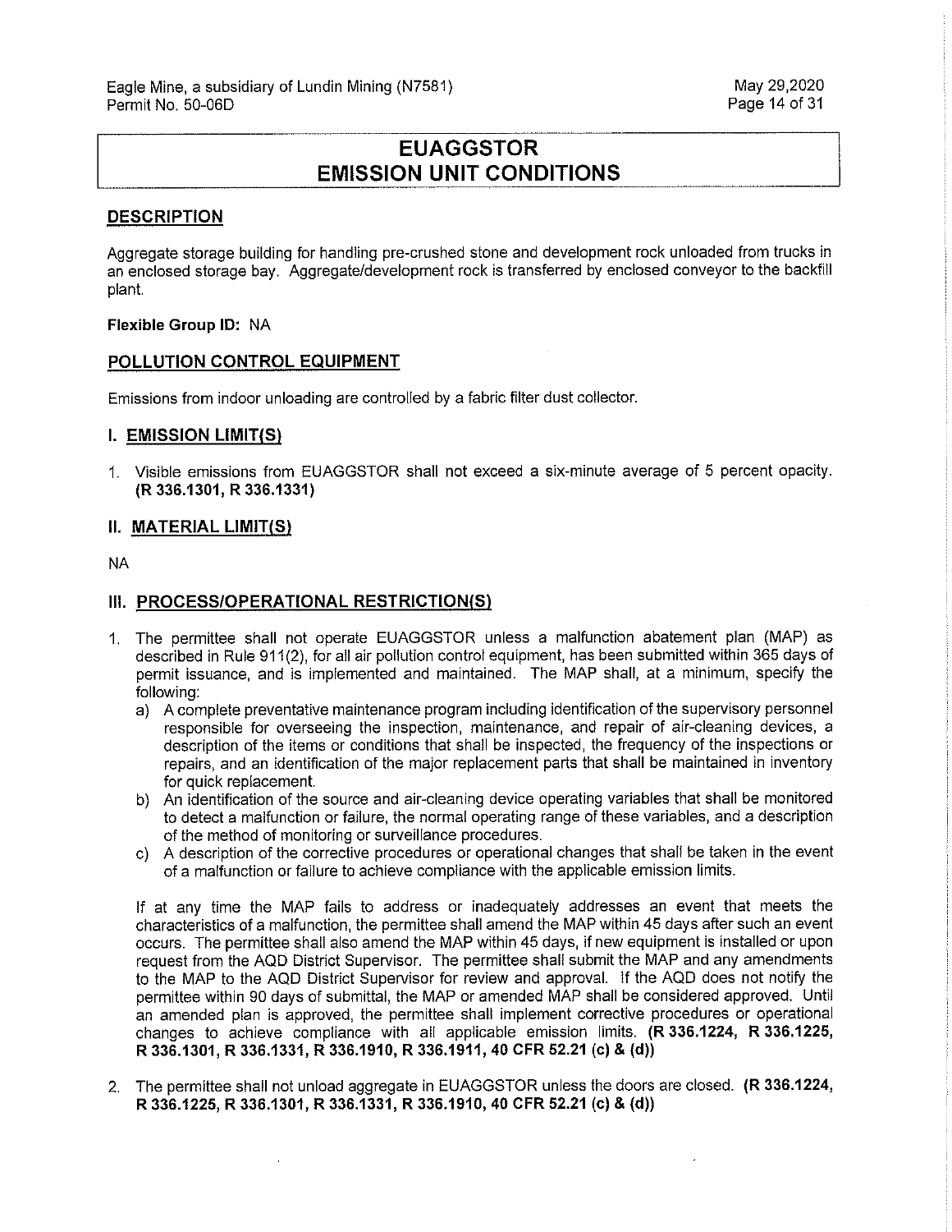# EUAGGSTOR
# EMISSION UNIT CONDITIONS

## DESCRIPTION

Aggregate storage building for handling pre-crushed stone and development rock unloaded from trucks in an enclosed storage bay. Aggregate/development rock is transferred by enclosed conveyor to the backfill plant.

**Flexible Group ID:** NA

## POLLUTION CONTROL EQUIPMENT

Emissions from indoor unloading are controlled by a fabric filter dust collector.

## I. EMISSION LIMIT(S)

1. Visible emissions from EUAGGSTOR shall not exceed a six-minute average of 5 percent opacity. **(R 336.1301, R 336.1331)**

## II. MATERIAL LIMIT(S)

NA

## III. PROCESS/OPERATIONAL RESTRICTION(S)

1. The permittee shall not operate EUAGGSTOR unless a malfunction abatement plan (MAP) as described in Rule 911(2), for all air pollution control equipment, has been submitted within 365 days of permit issuance, and is implemented and maintained. The MAP shall, at a minimum, specify the following:
   a) A complete preventative maintenance program including identification of the supervisory personnel responsible for overseeing the inspection, maintenance, and repair of air-cleaning devices, a description of the items or conditions that shall be inspected, the frequency of the inspections or repairs, and an identification of the major replacement parts that shall be maintained in inventory for quick replacement.
   b) An identification of the source and air-cleaning device operating variables that shall be monitored to detect a malfunction or failure, the normal operating range of these variables, and a description of the method of monitoring or surveillance procedures.
   c) A description of the corrective procedures or operational changes that shall be taken in the event of a malfunction or failure to achieve compliance with the applicable emission limits.

   If at any time the MAP fails to address or inadequately addresses an event that meets the characteristics of a malfunction, the permittee shall amend the MAP within 45 days after such an event occurs. The permittee shall also amend the MAP within 45 days, if new equipment is installed or upon request from the AQD District Supervisor. The permittee shall submit the MAP and any amendments to the MAP to the AQD District Supervisor for review and approval. If the AQD does not notify the permittee within 90 days of submittal, the MAP or amended MAP shall be considered approved. Until an amended plan is approved, the permittee shall implement corrective procedures or operational changes to achieve compliance with all applicable emission limits. **(R 336.1224, R 336.1225, R 336.1301, R 336.1331, R 336.1910, R 336.1911, 40 CFR 52.21 (c) & (d))**

2. The permittee shall not unload aggregate in EUAGGSTOR unless the doors are closed. **(R 336.1224, R 336.1225, R 336.1301, R 336.1331, R 336.1910, 40 CFR 52.21 (c) & (d))**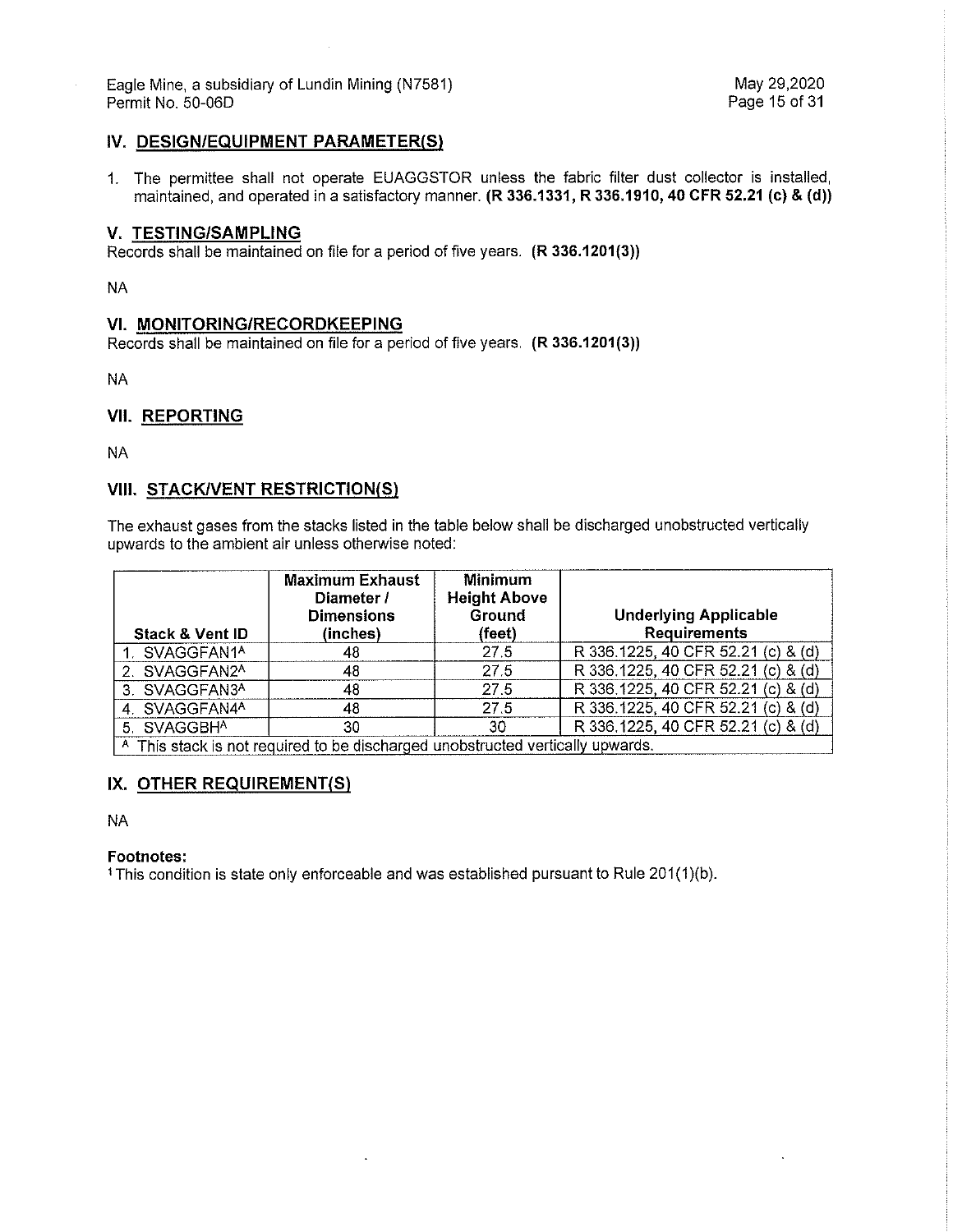## IV. DESIGN/EQUIPMENT PARAMETER(S)

1. The permittee shall not operate EUAGGSTOR unless the fabric filter dust collector is installed, maintained, and operated in a satisfactory manner. **(R 336.1331, R 336.1910, 40 CFR 52.21 (c) & (d))**

## V. TESTING/SAMPLING

Records shall be maintained on file for a period of five years. **(R 336.1201(3))**

NA

## VI. MONITORING/RECORDKEEPING

Records shall be maintained on file for a period of five years. **(R 336.1201(3))**

NA

## VII. REPORTING

NA

## VIII. STACK/VENT RESTRICTION(S)

The exhaust gases from the stacks listed in the table below shall be discharged unobstructed vertically upwards to the ambient air unless otherwise noted:

| Stack & Vent ID | Maximum Exhaust Diameter / Dimensions (inches) | Minimum Height Above Ground (feet) | Underlying Applicable Requirements |
|---|---|---|---|
| 1. SVAGGFAN1[A] | 48 | 27.5 | R 336.1225, 40 CFR 52.21 (c) & (d) |
| 2. SVAGGFAN2[A] | 48 | 27.5 | R 336.1225, 40 CFR 52.21 (c) & (d) |
| 3. SVAGGFAN3[A] | 48 | 27.5 | R 336.1225, 40 CFR 52.21 (c) & (d) |
| 4. SVAGGFAN4[A] | 48 | 27.5 | R 336.1225, 40 CFR 52.21 (c) & (d) |
| 5. SVAGGBH[A] | 30 | 30 | R 336.1225, 40 CFR 52.21 (c) & (d) |

[A] This stack is not required to be discharged unobstructed vertically upwards.

## IX. OTHER REQUIREMENT(S)

NA

**Footnotes:**

[1] This condition is state only enforceable and was established pursuant to Rule 201(1)(b).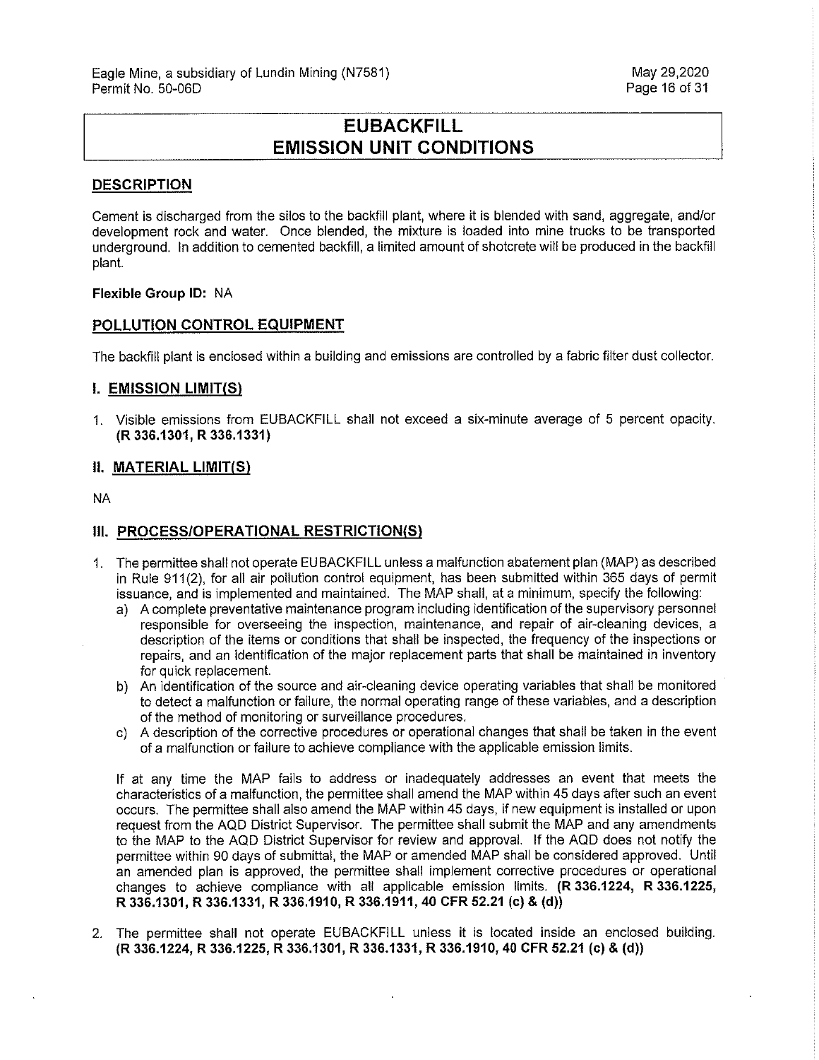# EUBACKFILL
# EMISSION UNIT CONDITIONS

## DESCRIPTION

Cement is discharged from the silos to the backfill plant, where it is blended with sand, aggregate, and/or development rock and water. Once blended, the mixture is loaded into mine trucks to be transported underground. In addition to cemented backfill, a limited amount of shotcrete will be produced in the backfill plant.

**Flexible Group ID:** NA

## POLLUTION CONTROL EQUIPMENT

The backfill plant is enclosed within a building and emissions are controlled by a fabric filter dust collector.

## I. EMISSION LIMIT(S)

1. Visible emissions from EUBACKFILL shall not exceed a six-minute average of 5 percent opacity. **(R 336.1301, R 336.1331)**

## II. MATERIAL LIMIT(S)

NA

## III. PROCESS/OPERATIONAL RESTRICTION(S)

1. The permittee shall not operate EUBACKFILL unless a malfunction abatement plan (MAP) as described in Rule 911(2), for all air pollution control equipment, has been submitted within 365 days of permit issuance, and is implemented and maintained. The MAP shall, at a minimum, specify the following:
   a) A complete preventative maintenance program including identification of the supervisory personnel responsible for overseeing the inspection, maintenance, and repair of air-cleaning devices, a description of the items or conditions that shall be inspected, the frequency of the inspections or repairs, and an identification of the major replacement parts that shall be maintained in inventory for quick replacement.
   b) An identification of the source and air-cleaning device operating variables that shall be monitored to detect a malfunction or failure, the normal operating range of these variables, and a description of the method of monitoring or surveillance procedures.
   c) A description of the corrective procedures or operational changes that shall be taken in the event of a malfunction or failure to achieve compliance with the applicable emission limits.

   If at any time the MAP fails to address or inadequately addresses an event that meets the characteristics of a malfunction, the permittee shall amend the MAP within 45 days after such an event occurs. The permittee shall also amend the MAP within 45 days, if new equipment is installed or upon request from the AQD District Supervisor. The permittee shall submit the MAP and any amendments to the MAP to the AQD District Supervisor for review and approval. If the AQD does not notify the permittee within 90 days of submittal, the MAP or amended MAP shall be considered approved. Until an amended plan is approved, the permittee shall implement corrective procedures or operational changes to achieve compliance with all applicable emission limits. **(R 336.1224, R 336.1225, R 336.1301, R 336.1331, R 336.1910, R 336.1911, 40 CFR 52.21 (c) & (d))**

2. The permittee shall not operate EUBACKFILL unless it is located inside an enclosed building. **(R 336.1224, R 336.1225, R 336.1301, R 336.1331, R 336.1910, 40 CFR 52.21 (c) & (d))**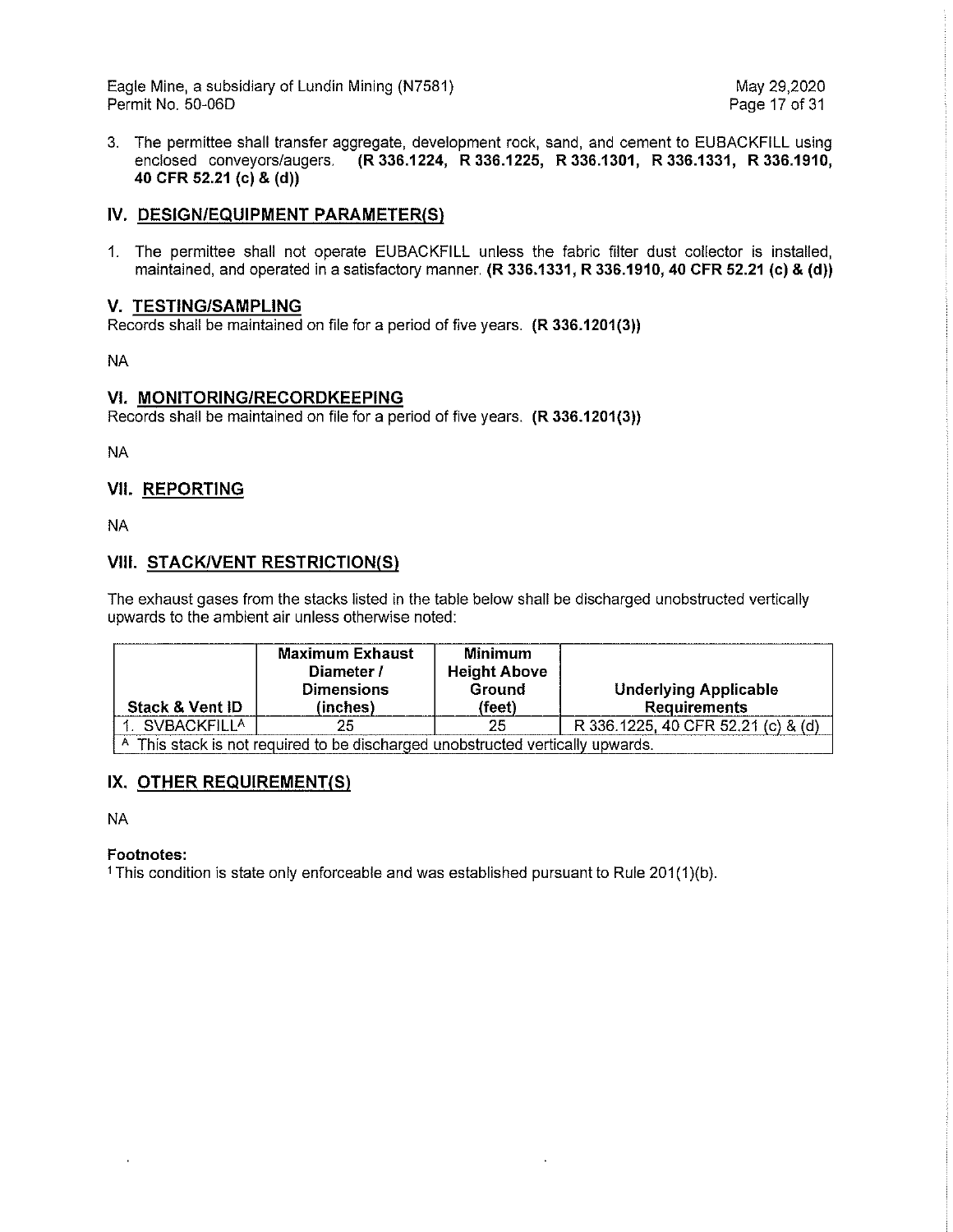3. The permittee shall transfer aggregate, development rock, sand, and cement to EUBACKFILL using enclosed conveyors/augers. **(R 336.1224, R 336.1225, R 336.1301, R 336.1331, R 336.1910, 40 CFR 52.21 (c) & (d))**

## IV. DESIGN/EQUIPMENT PARAMETER(S)

1. The permittee shall not operate EUBACKFILL unless the fabric filter dust collector is installed, maintained, and operated in a satisfactory manner. **(R 336.1331, R 336.1910, 40 CFR 52.21 (c) & (d))**

## V. TESTING/SAMPLING

Records shall be maintained on file for a period of five years. **(R 336.1201(3))**

NA

## VI. MONITORING/RECORDKEEPING

Records shall be maintained on file for a period of five years. **(R 336.1201(3))**

NA

## VII. REPORTING

NA

## VIII. STACK/VENT RESTRICTION(S)

The exhaust gases from the stacks listed in the table below shall be discharged unobstructed vertically upwards to the ambient air unless otherwise noted:

| Stack & Vent ID | Maximum Exhaust Diameter / Dimensions (inches) | Minimum Height Above Ground (feet) | Underlying Applicable Requirements |
|---|---|---|---|
| 1. SVBACKFILL[A] | 25 | 25 | R 336.1225, 40 CFR 52.21 (c) & (d) |

[A] This stack is not required to be discharged unobstructed vertically upwards.

## IX. OTHER REQUIREMENT(S)

NA

**Footnotes:**

[1] This condition is state only enforceable and was established pursuant to Rule 201(1)(b).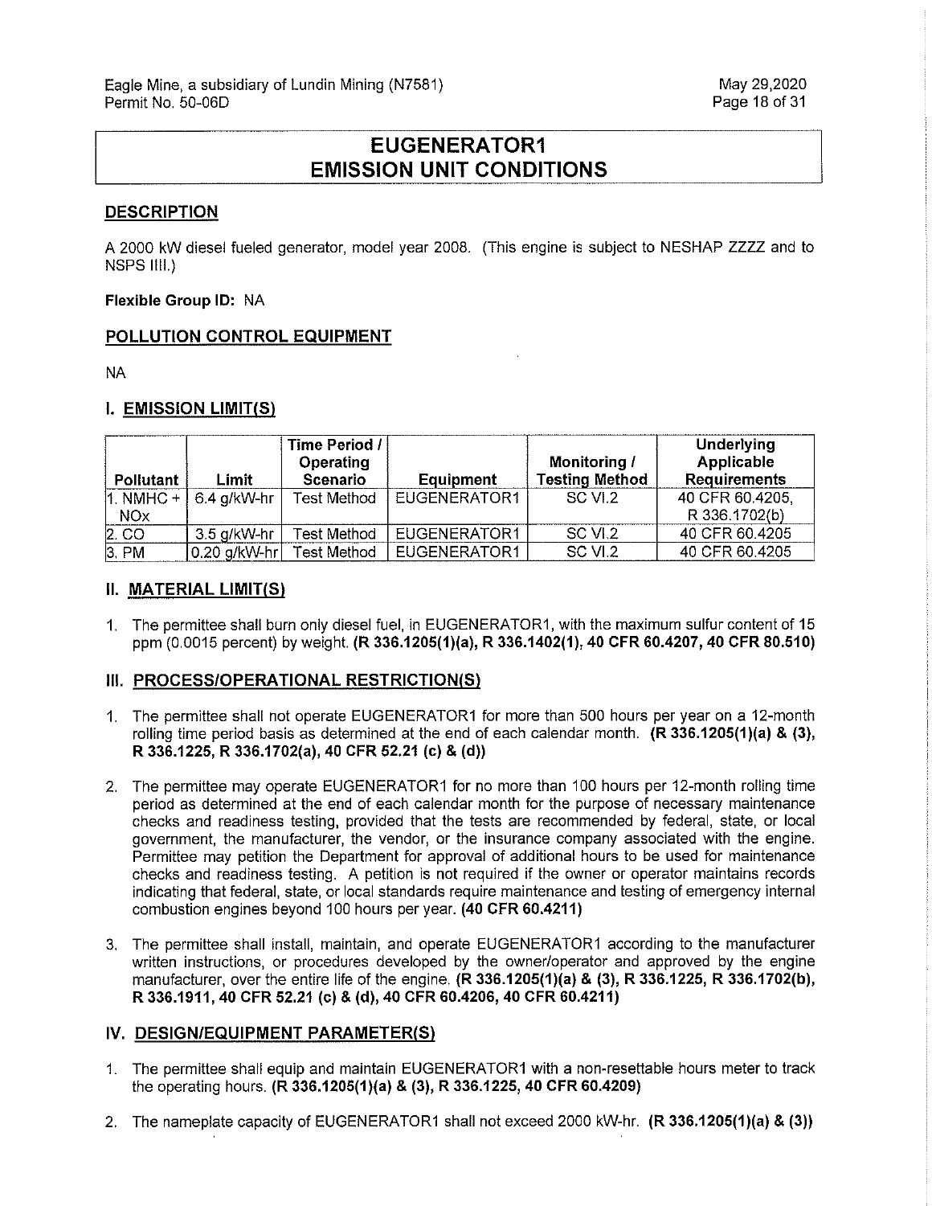# EUGENERATOR1 EMISSION UNIT CONDITIONS

## DESCRIPTION

A 2000 kW diesel fueled generator, model year 2008. (This engine is subject to NESHAP ZZZZ and to NSPS IIII.)

**Flexible Group ID:** NA

## POLLUTION CONTROL EQUIPMENT

NA

## I. EMISSION LIMIT(S)

| Pollutant | Limit | Time Period / Operating Scenario | Equipment | Monitoring / Testing Method | Underlying Applicable Requirements |
|---|---|---|---|---|---|
| 1. NMHC + NOx | 6.4 g/kW-hr | Test Method | EUGENERATOR1 | SC VI.2 | 40 CFR 60.4205, R 336.1702(b) |
| 2. CO | 3.5 g/kW-hr | Test Method | EUGENERATOR1 | SC VI.2 | 40 CFR 60.4205 |
| 3. PM | 0.20 g/kW-hr | Test Method | EUGENERATOR1 | SC VI.2 | 40 CFR 60.4205 |

## II. MATERIAL LIMIT(S)

1. The permittee shall burn only diesel fuel, in EUGENERATOR1, with the maximum sulfur content of 15 ppm (0.0015 percent) by weight. **(R 336.1205(1)(a), R 336.1402(1), 40 CFR 60.4207, 40 CFR 80.510)**

## III. PROCESS/OPERATIONAL RESTRICTION(S)

1. The permittee shall not operate EUGENERATOR1 for more than 500 hours per year on a 12-month rolling time period basis as determined at the end of each calendar month. **(R 336.1205(1)(a) & (3), R 336.1225, R 336.1702(a), 40 CFR 52.21 (c) & (d))**

2. The permittee may operate EUGENERATOR1 for no more than 100 hours per 12-month rolling time period as determined at the end of each calendar month for the purpose of necessary maintenance checks and readiness testing, provided that the tests are recommended by federal, state, or local government, the manufacturer, the vendor, or the insurance company associated with the engine. Permittee may petition the Department for approval of additional hours to be used for maintenance checks and readiness testing. A petition is not required if the owner or operator maintains records indicating that federal, state, or local standards require maintenance and testing of emergency internal combustion engines beyond 100 hours per year. **(40 CFR 60.4211)**

3. The permittee shall install, maintain, and operate EUGENERATOR1 according to the manufacturer written instructions, or procedures developed by the owner/operator and approved by the engine manufacturer, over the entire life of the engine. **(R 336.1205(1)(a) & (3), R 336.1225, R 336.1702(b), R 336.1911, 40 CFR 52.21 (c) & (d), 40 CFR 60.4206, 40 CFR 60.4211)**

## IV. DESIGN/EQUIPMENT PARAMETER(S)

1. The permittee shall equip and maintain EUGENERATOR1 with a non-resettable hours meter to track the operating hours. **(R 336.1205(1)(a) & (3), R 336.1225, 40 CFR 60.4209)**

2. The nameplate capacity of EUGENERATOR1 shall not exceed 2000 kW-hr. **(R 336.1205(1)(a) & (3))**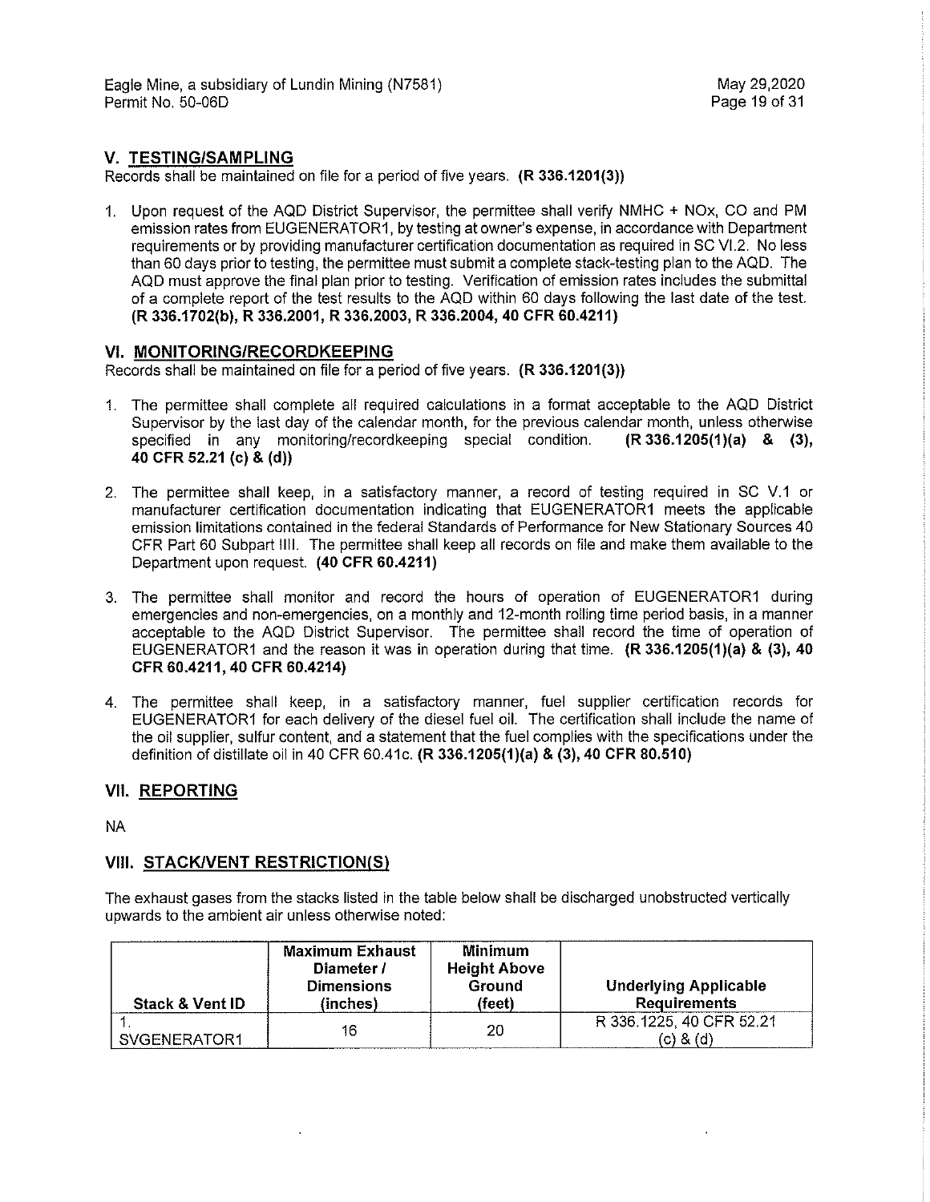## V. TESTING/SAMPLING

Records shall be maintained on file for a period of five years. **(R 336.1201(3))**

1. Upon request of the AQD District Supervisor, the permittee shall verify NMHC + NOx, CO and PM emission rates from EUGENERATOR1, by testing at owner's expense, in accordance with Department requirements or by providing manufacturer certification documentation as required in SC VI.2. No less than 60 days prior to testing, the permittee must submit a complete stack-testing plan to the AQD. The AQD must approve the final plan prior to testing. Verification of emission rates includes the submittal of a complete report of the test results to the AQD within 60 days following the last date of the test. **(R 336.1702(b), R 336.2001, R 336.2003, R 336.2004, 40 CFR 60.4211)**

## VI. MONITORING/RECORDKEEPING

Records shall be maintained on file for a period of five years. **(R 336.1201(3))**

1. The permittee shall complete all required calculations in a format acceptable to the AQD District Supervisor by the last day of the calendar month, for the previous calendar month, unless otherwise specified in any monitoring/recordkeeping special condition. **(R 336.1205(1)(a) & (3), 40 CFR 52.21 (c) & (d))**

2. The permittee shall keep, in a satisfactory manner, a record of testing required in SC V.1 or manufacturer certification documentation indicating that EUGENERATOR1 meets the applicable emission limitations contained in the federal Standards of Performance for New Stationary Sources 40 CFR Part 60 Subpart IIII. The permittee shall keep all records on file and make them available to the Department upon request. **(40 CFR 60.4211)**

3. The permittee shall monitor and record the hours of operation of EUGENERATOR1 during emergencies and non-emergencies, on a monthly and 12-month rolling time period basis, in a manner acceptable to the AQD District Supervisor. The permittee shall record the time of operation of EUGENERATOR1 and the reason it was in operation during that time. **(R 336.1205(1)(a) & (3), 40 CFR 60.4211, 40 CFR 60.4214)**

4. The permittee shall keep, in a satisfactory manner, fuel supplier certification records for EUGENERATOR1 for each delivery of the diesel fuel oil. The certification shall include the name of the oil supplier, sulfur content, and a statement that the fuel complies with the specifications under the definition of distillate oil in 40 CFR 60.41c. **(R 336.1205(1)(a) & (3), 40 CFR 80.510)**

## VII. REPORTING

NA

## VIII. STACK/VENT RESTRICTION(S)

The exhaust gases from the stacks listed in the table below shall be discharged unobstructed vertically upwards to the ambient air unless otherwise noted:

| Stack & Vent ID | Maximum Exhaust Diameter / Dimensions (inches) | Minimum Height Above Ground (feet) | Underlying Applicable Requirements |
|---|---|---|---|
| 1. SVGENERATOR1 | 16 | 20 | R 336.1225, 40 CFR 52.21 (c) & (d) |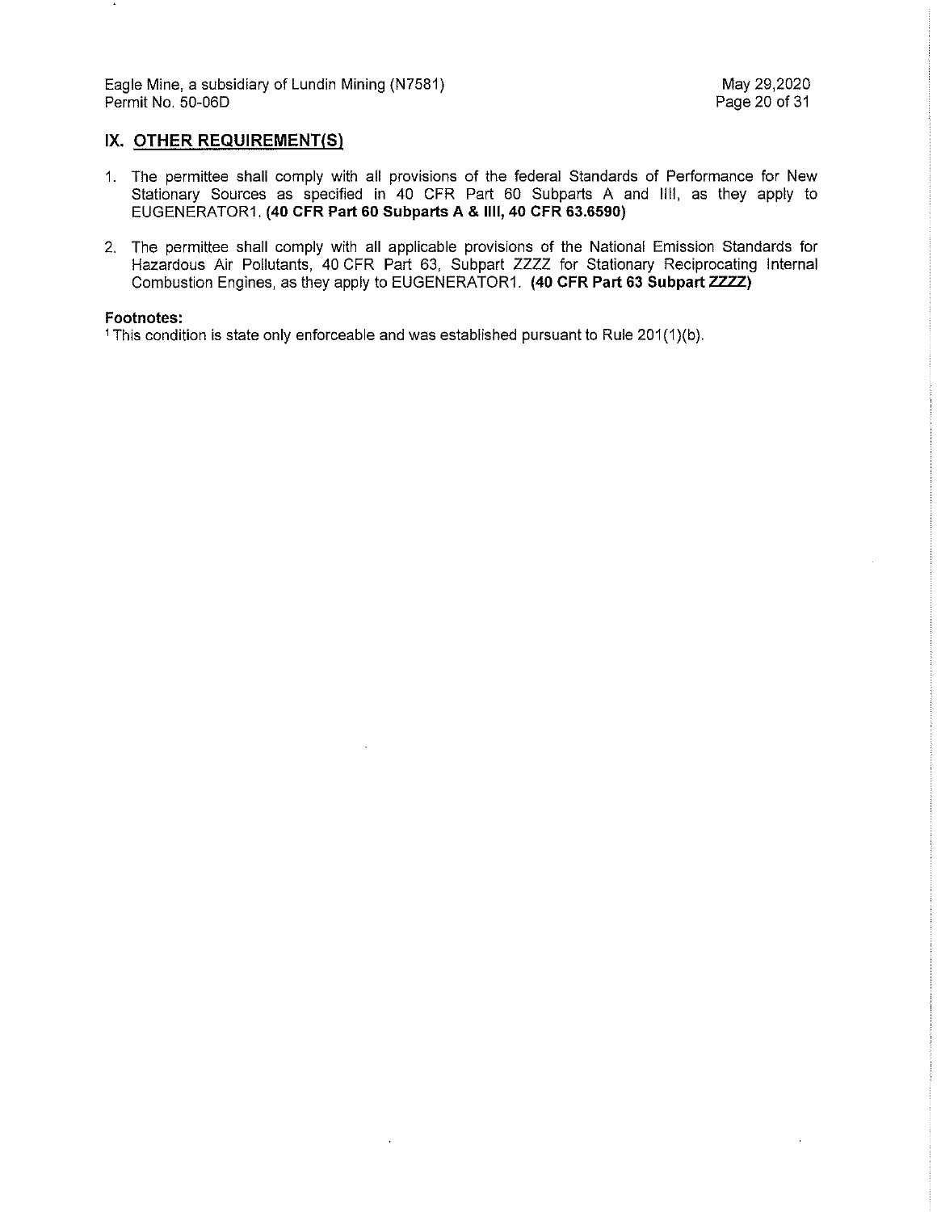## IX. OTHER REQUIREMENT(S)

1. The permittee shall comply with all provisions of the federal Standards of Performance for New Stationary Sources as specified in 40 CFR Part 60 Subparts A and IIII, as they apply to EUGENERATOR1. **(40 CFR Part 60 Subparts A & IIII, 40 CFR 63.6590)**

2. The permittee shall comply with all applicable provisions of the National Emission Standards for Hazardous Air Pollutants, 40 CFR Part 63, Subpart ZZZZ for Stationary Reciprocating Internal Combustion Engines, as they apply to EUGENERATOR1. **(40 CFR Part 63 Subpart ZZZZ)**

**Footnotes:**

[1] This condition is state only enforceable and was established pursuant to Rule 201(1)(b).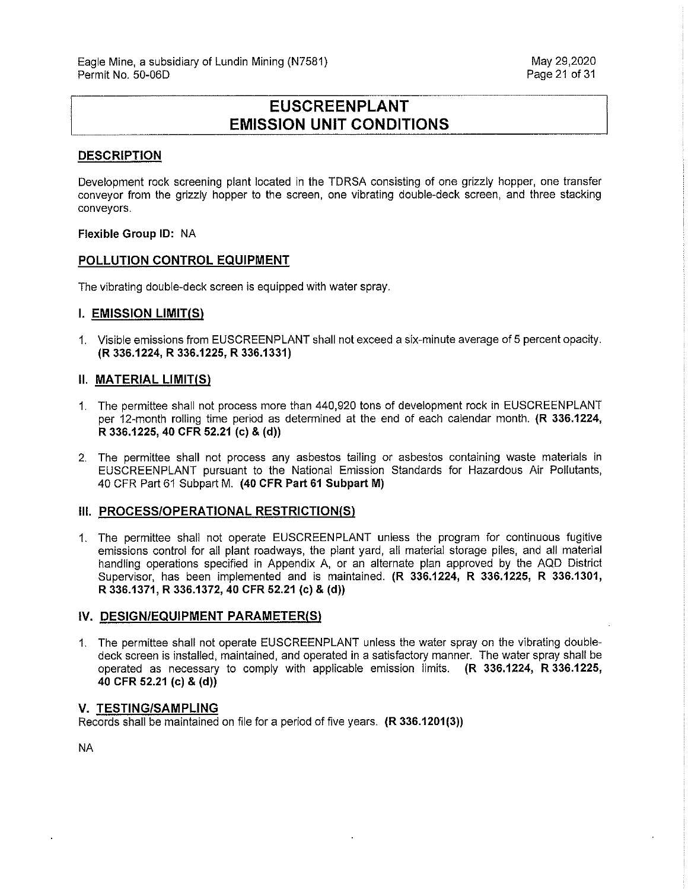# EUSCREENPLANT
# EMISSION UNIT CONDITIONS

## DESCRIPTION

Development rock screening plant located in the TDRSA consisting of one grizzly hopper, one transfer conveyor from the grizzly hopper to the screen, one vibrating double-deck screen, and three stacking conveyors.

**Flexible Group ID:** NA

## POLLUTION CONTROL EQUIPMENT

The vibrating double-deck screen is equipped with water spray.

## I. EMISSION LIMIT(S)

1. Visible emissions from EUSCREENPLANT shall not exceed a six-minute average of 5 percent opacity. **(R 336.1224, R 336.1225, R 336.1331)**

## II. MATERIAL LIMIT(S)

1. The permittee shall not process more than 440,920 tons of development rock in EUSCREENPLANT per 12-month rolling time period as determined at the end of each calendar month. **(R 336.1224, R 336.1225, 40 CFR 52.21 (c) & (d))**

2. The permittee shall not process any asbestos tailing or asbestos containing waste materials in EUSCREENPLANT pursuant to the National Emission Standards for Hazardous Air Pollutants, 40 CFR Part 61 Subpart M. **(40 CFR Part 61 Subpart M)**

## III. PROCESS/OPERATIONAL RESTRICTION(S)

1. The permittee shall not operate EUSCREENPLANT unless the program for continuous fugitive emissions control for all plant roadways, the plant yard, all material storage piles, and all material handling operations specified in Appendix A, or an alternate plan approved by the AQD District Supervisor, has been implemented and is maintained. **(R 336.1224, R 336.1225, R 336.1301, R 336.1371, R 336.1372, 40 CFR 52.21 (c) & (d))**

## IV. DESIGN/EQUIPMENT PARAMETER(S)

1. The permittee shall not operate EUSCREENPLANT unless the water spray on the vibrating double-deck screen is installed, maintained, and operated in a satisfactory manner. The water spray shall be operated as necessary to comply with applicable emission limits. **(R 336.1224, R 336.1225, 40 CFR 52.21 (c) & (d))**

## V. TESTING/SAMPLING

Records shall be maintained on file for a period of five years. **(R 336.1201(3))**

NA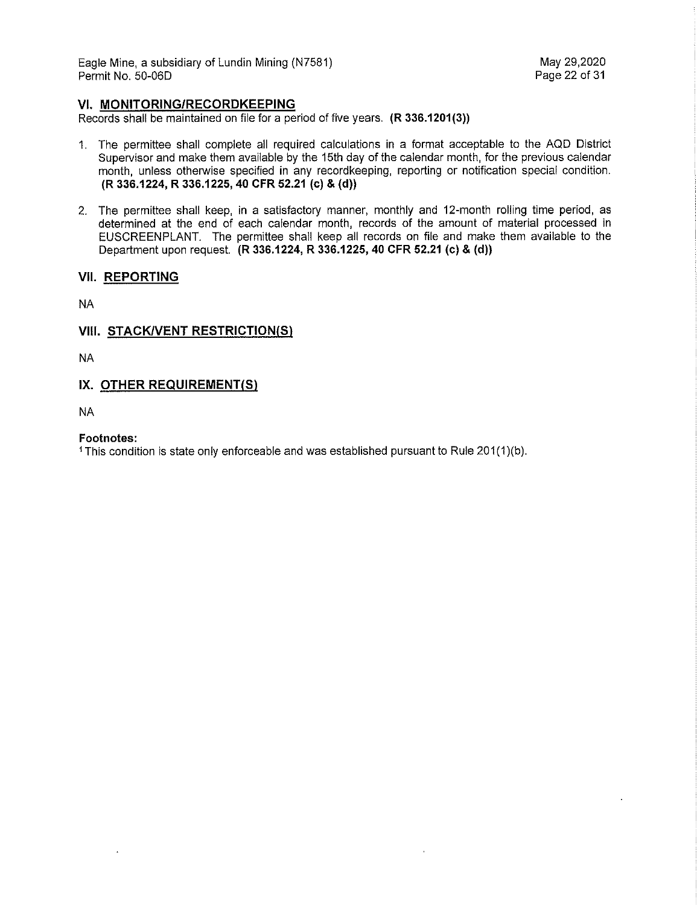## VI. MONITORING/RECORDKEEPING

Records shall be maintained on file for a period of five years. **(R 336.1201(3))**

1. The permittee shall complete all required calculations in a format acceptable to the AQD District Supervisor and make them available by the 15th day of the calendar month, for the previous calendar month, unless otherwise specified in any recordkeeping, reporting or notification special condition. **(R 336.1224, R 336.1225, 40 CFR 52.21 (c) & (d))**

2. The permittee shall keep, in a satisfactory manner, monthly and 12-month rolling time period, as determined at the end of each calendar month, records of the amount of material processed in EUSCREENPLANT. The permittee shall keep all records on file and make them available to the Department upon request. **(R 336.1224, R 336.1225, 40 CFR 52.21 (c) & (d))**

## VII. REPORTING

NA

## VIII. STACK/VENT RESTRICTION(S)

NA

## IX. OTHER REQUIREMENT(S)

NA

**Footnotes:**

[1] This condition is state only enforceable and was established pursuant to Rule 201(1)(b).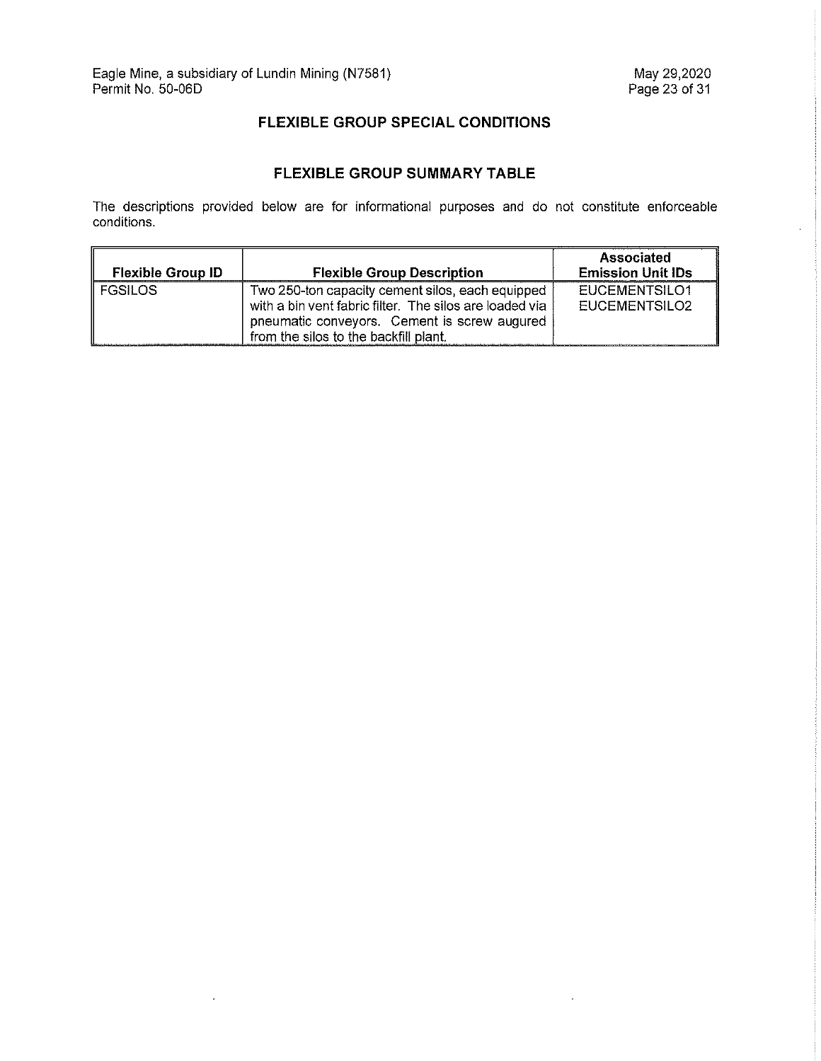## FLEXIBLE GROUP SPECIAL CONDITIONS

### FLEXIBLE GROUP SUMMARY TABLE

The descriptions provided below are for informational purposes and do not constitute enforceable conditions.

| Flexible Group ID | Flexible Group Description | Associated Emission Unit IDs |
|---|---|---|
| FGSILOS | Two 250-ton capacity cement silos, each equipped with a bin vent fabric filter. The silos are loaded via pneumatic conveyors. Cement is screw augured from the silos to the backfill plant. | EUCEMENTSILO1<br>EUCEMENTSILO2 |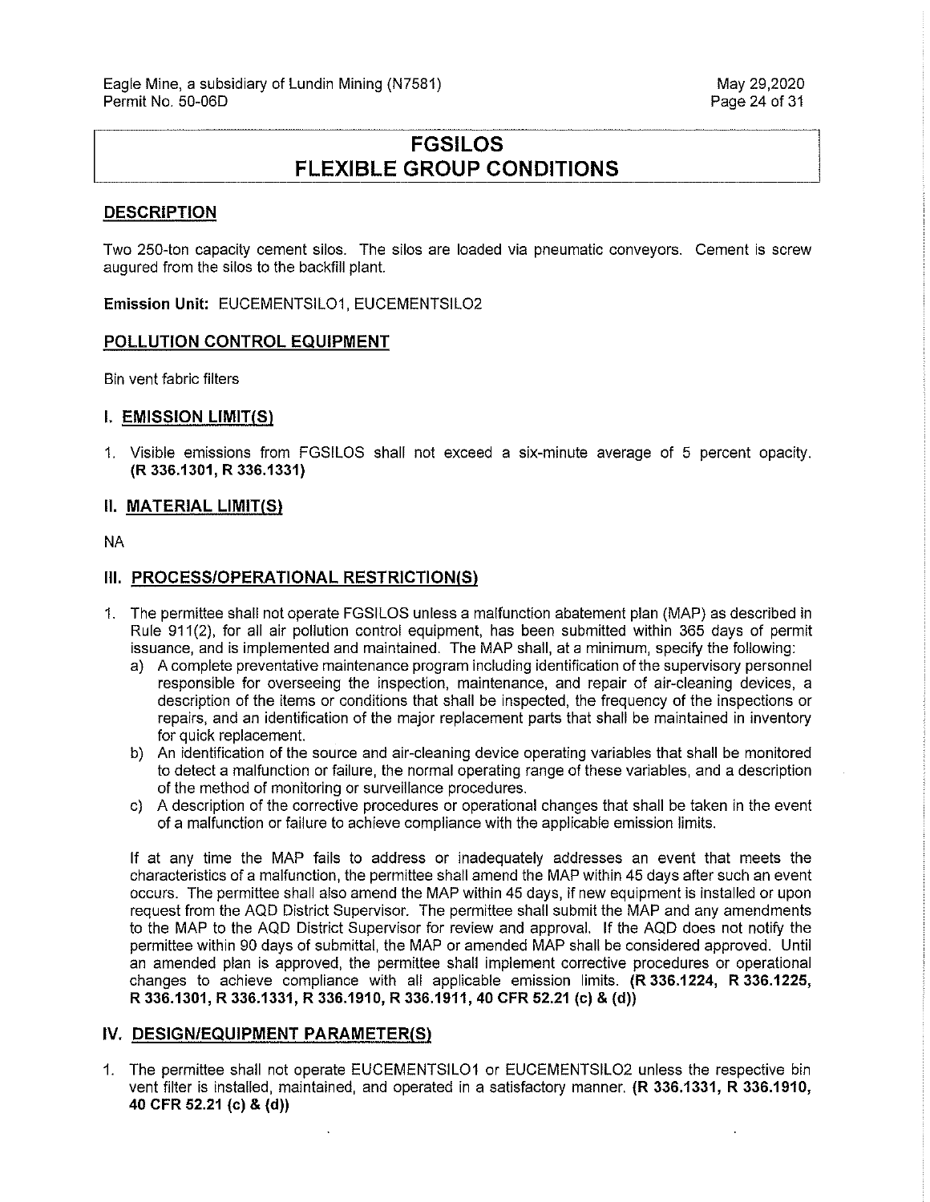# FGSILOS
# FLEXIBLE GROUP CONDITIONS

## DESCRIPTION

Two 250-ton capacity cement silos. The silos are loaded via pneumatic conveyors. Cement is screw augured from the silos to the backfill plant.

**Emission Unit:** EUCEMENTSILO1, EUCEMENTSILO2

## POLLUTION CONTROL EQUIPMENT

Bin vent fabric filters

## I. EMISSION LIMIT(S)

1. Visible emissions from FGSILOS shall not exceed a six-minute average of 5 percent opacity. **(R 336.1301, R 336.1331)**

## II. MATERIAL LIMIT(S)

NA

## III. PROCESS/OPERATIONAL RESTRICTION(S)

1. The permittee shall not operate FGSILOS unless a malfunction abatement plan (MAP) as described in Rule 911(2), for all air pollution control equipment, has been submitted within 365 days of permit issuance, and is implemented and maintained. The MAP shall, at a minimum, specify the following:
   a) A complete preventative maintenance program including identification of the supervisory personnel responsible for overseeing the inspection, maintenance, and repair of air-cleaning devices, a description of the items or conditions that shall be inspected, the frequency of the inspections or repairs, and an identification of the major replacement parts that shall be maintained in inventory for quick replacement.
   b) An identification of the source and air-cleaning device operating variables that shall be monitored to detect a malfunction or failure, the normal operating range of these variables, and a description of the method of monitoring or surveillance procedures.
   c) A description of the corrective procedures or operational changes that shall be taken in the event of a malfunction or failure to achieve compliance with the applicable emission limits.

   If at any time the MAP fails to address or inadequately addresses an event that meets the characteristics of a malfunction, the permittee shall amend the MAP within 45 days after such an event occurs. The permittee shall also amend the MAP within 45 days, if new equipment is installed or upon request from the AQD District Supervisor. The permittee shall submit the MAP and any amendments to the MAP to the AQD District Supervisor for review and approval. If the AQD does not notify the permittee within 90 days of submittal, the MAP or amended MAP shall be considered approved. Until an amended plan is approved, the permittee shall implement corrective procedures or operational changes to achieve compliance with all applicable emission limits. **(R 336.1224, R 336.1225, R 336.1301, R 336.1331, R 336.1910, R 336.1911, 40 CFR 52.21 (c) & (d))**

## IV. DESIGN/EQUIPMENT PARAMETER(S)

1. The permittee shall not operate EUCEMENTSILO1 or EUCEMENTSILO2 unless the respective bin vent filter is installed, maintained, and operated in a satisfactory manner. **(R 336.1331, R 336.1910, 40 CFR 52.21 (c) & (d))**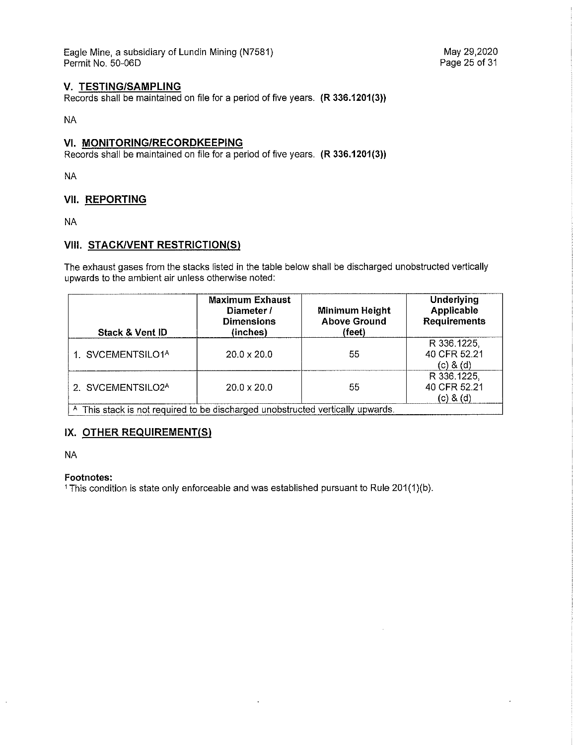## V. TESTING/SAMPLING

Records shall be maintained on file for a period of five years. **(R 336.1201(3))**

NA

## VI. MONITORING/RECORDKEEPING

Records shall be maintained on file for a period of five years. **(R 336.1201(3))**

NA

## VII. REPORTING

NA

## VIII. STACK/VENT RESTRICTION(S)

The exhaust gases from the stacks listed in the table below shall be discharged unobstructed vertically upwards to the ambient air unless otherwise noted:

| Stack & Vent ID | Maximum Exhaust Diameter / Dimensions (inches) | Minimum Height Above Ground (feet) | Underlying Applicable Requirements |
|---|---|---|---|
| 1. SVCEMENTSILO1[A] | 20.0 x 20.0 | 55 | R 336.1225, 40 CFR 52.21 (c) & (d) |
| 2. SVCEMENTSILO2[A] | 20.0 x 20.0 | 55 | R 336.1225, 40 CFR 52.21 (c) & (d) |

[A] This stack is not required to be discharged unobstructed vertically upwards.

## IX. OTHER REQUIREMENT(S)

NA

**Footnotes:**

[1] This condition is state only enforceable and was established pursuant to Rule 201(1)(b).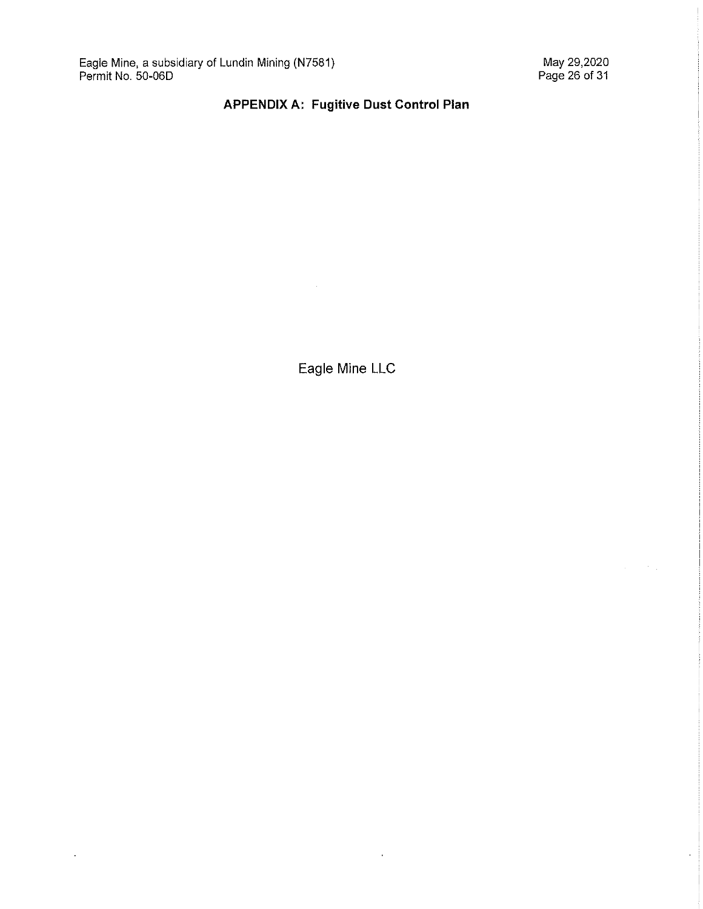## APPENDIX A: Fugitive Dust Control Plan

Eagle Mine LLC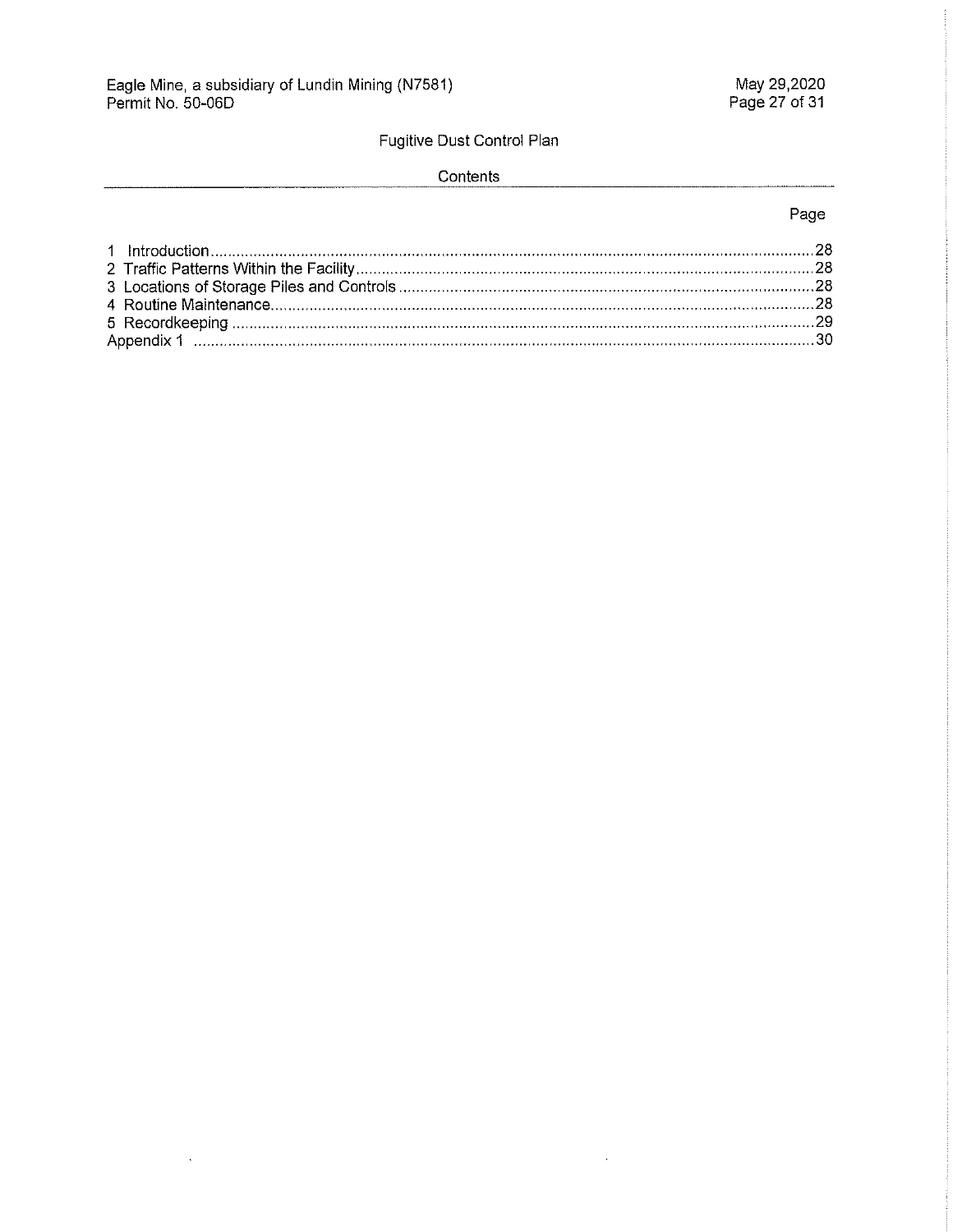# Fugitive Dust Control Plan

## Contents

| | Page |
|---|---|
| 1 Introduction | 28 |
| 2 Traffic Patterns Within the Facility | 28 |
| 3 Locations of Storage Piles and Controls | 28 |
| 4 Routine Maintenance | 28 |
| 5 Recordkeeping | 29 |
| Appendix 1 | 30 |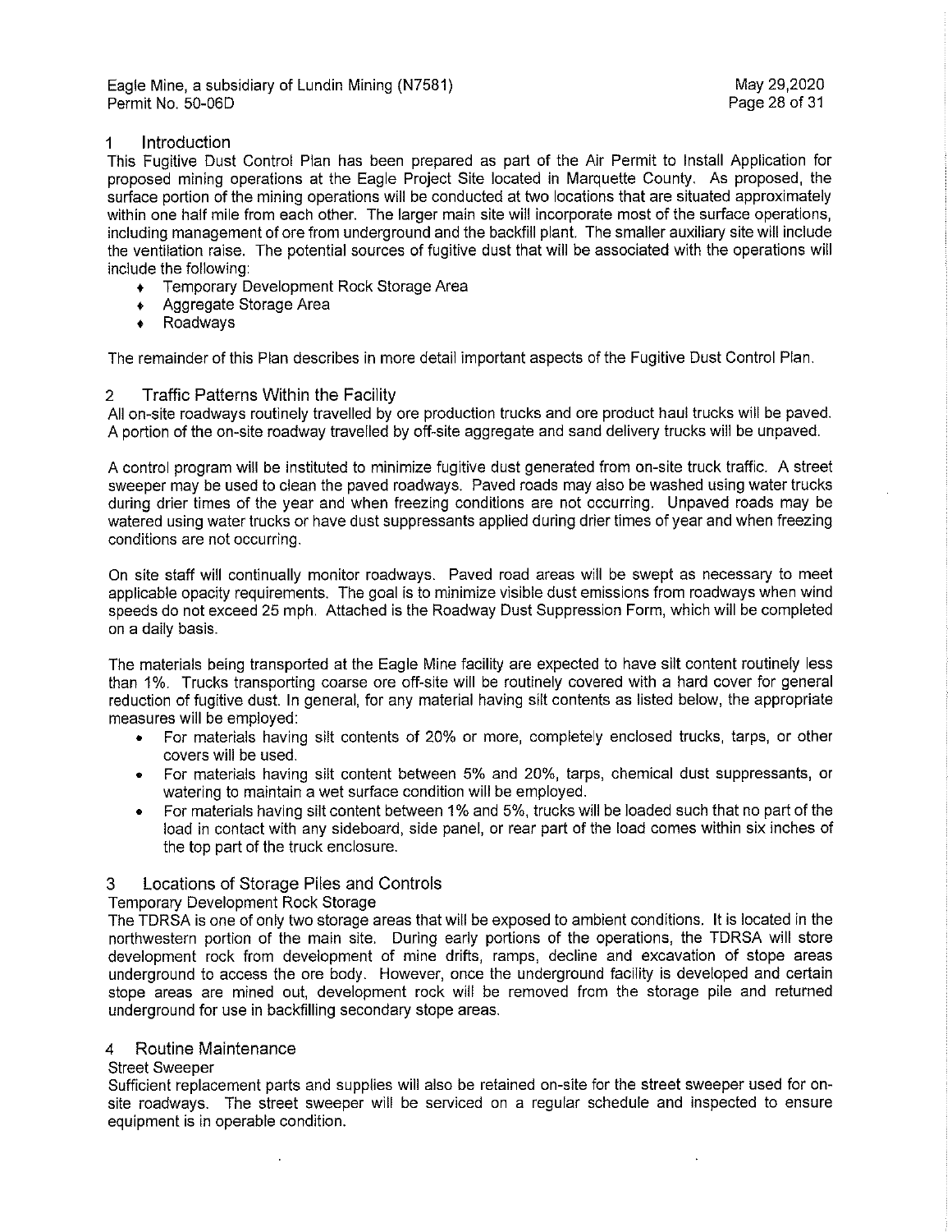## 1 Introduction

This Fugitive Dust Control Plan has been prepared as part of the Air Permit to Install Application for proposed mining operations at the Eagle Project Site located in Marquette County. As proposed, the surface portion of the mining operations will be conducted at two locations that are situated approximately within one half mile from each other. The larger main site will incorporate most of the surface operations, including management of ore from underground and the backfill plant. The smaller auxiliary site will include the ventilation raise. The potential sources of fugitive dust that will be associated with the operations will include the following:

- Temporary Development Rock Storage Area
- Aggregate Storage Area
- Roadways

The remainder of this Plan describes in more detail important aspects of the Fugitive Dust Control Plan.

## 2 Traffic Patterns Within the Facility

All on-site roadways routinely travelled by ore production trucks and ore product haul trucks will be paved. A portion of the on-site roadway travelled by off-site aggregate and sand delivery trucks will be unpaved.

A control program will be instituted to minimize fugitive dust generated from on-site truck traffic. A street sweeper may be used to clean the paved roadways. Paved roads may also be washed using water trucks during drier times of the year and when freezing conditions are not occurring. Unpaved roads may be watered using water trucks or have dust suppressants applied during drier times of year and when freezing conditions are not occurring.

On site staff will continually monitor roadways. Paved road areas will be swept as necessary to meet applicable opacity requirements. The goal is to minimize visible dust emissions from roadways when wind speeds do not exceed 25 mph. Attached is the Roadway Dust Suppression Form, which will be completed on a daily basis.

The materials being transported at the Eagle Mine facility are expected to have silt content routinely less than 1%. Trucks transporting coarse ore off-site will be routinely covered with a hard cover for general reduction of fugitive dust. In general, for any material having silt contents as listed below, the appropriate measures will be employed:

- For materials having silt contents of 20% or more, completely enclosed trucks, tarps, or other covers will be used.
- For materials having silt content between 5% and 20%, tarps, chemical dust suppressants, or watering to maintain a wet surface condition will be employed.
- For materials having silt content between 1% and 5%, trucks will be loaded such that no part of the load in contact with any sideboard, side panel, or rear part of the load comes within six inches of the top part of the truck enclosure.

## 3 Locations of Storage Piles and Controls

### Temporary Development Rock Storage

The TDRSA is one of only two storage areas that will be exposed to ambient conditions. It is located in the northwestern portion of the main site. During early portions of the operations, the TDRSA will store development rock from development of mine drifts, ramps, decline and excavation of stope areas underground to access the ore body. However, once the underground facility is developed and certain stope areas are mined out, development rock will be removed from the storage pile and returned underground for use in backfilling secondary stope areas.

## 4 Routine Maintenance

### Street Sweeper

Sufficient replacement parts and supplies will also be retained on-site for the street sweeper used for on-site roadways. The street sweeper will be serviced on a regular schedule and inspected to ensure equipment is in operable condition.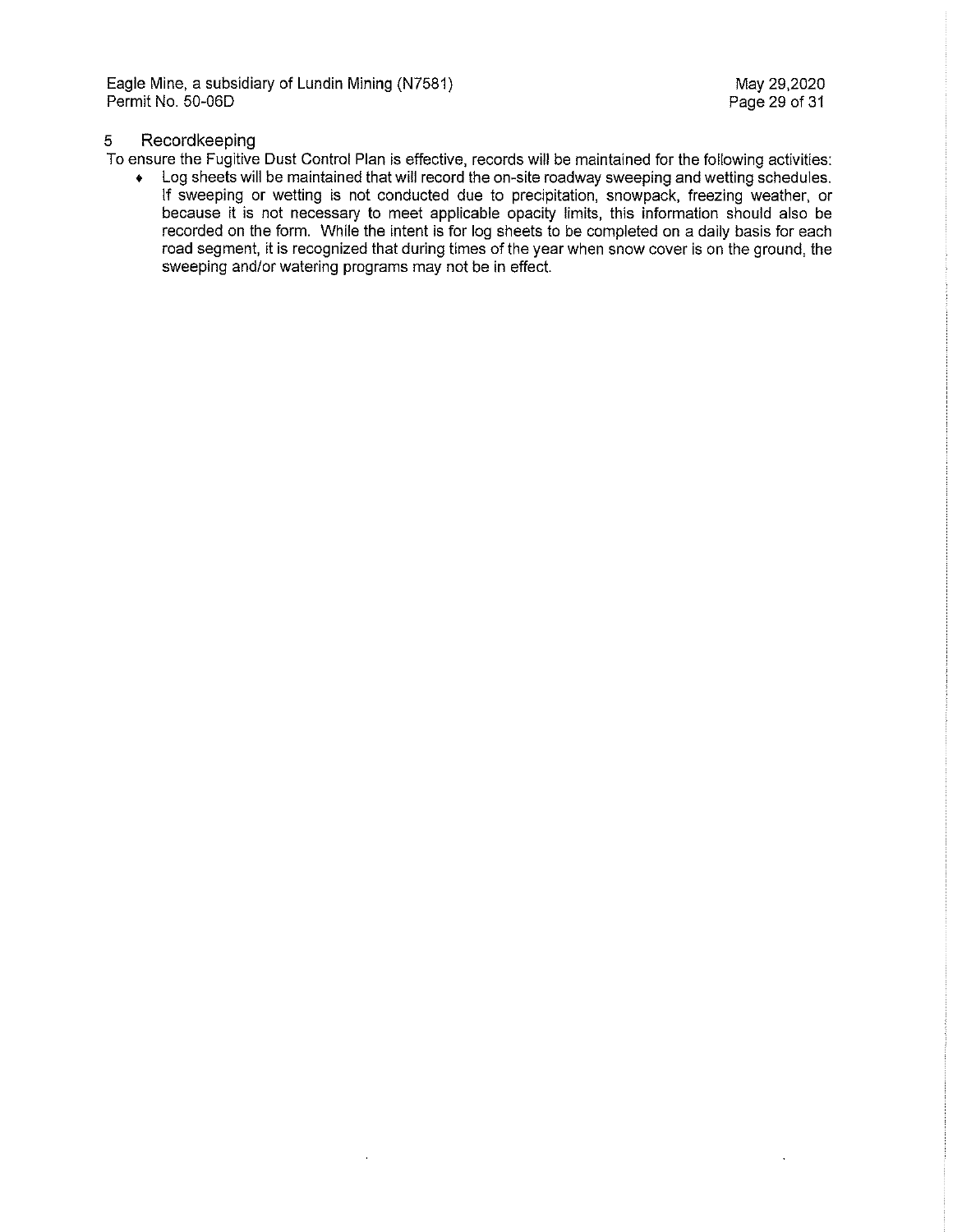## 5 Recordkeeping

To ensure the Fugitive Dust Control Plan is effective, records will be maintained for the following activities:

- Log sheets will be maintained that will record the on-site roadway sweeping and wetting schedules. If sweeping or wetting is not conducted due to precipitation, snowpack, freezing weather, or because it is not necessary to meet applicable opacity limits, this information should also be recorded on the form. While the intent is for log sheets to be completed on a daily basis for each road segment, it is recognized that during times of the year when snow cover is on the ground, the sweeping and/or watering programs may not be in effect.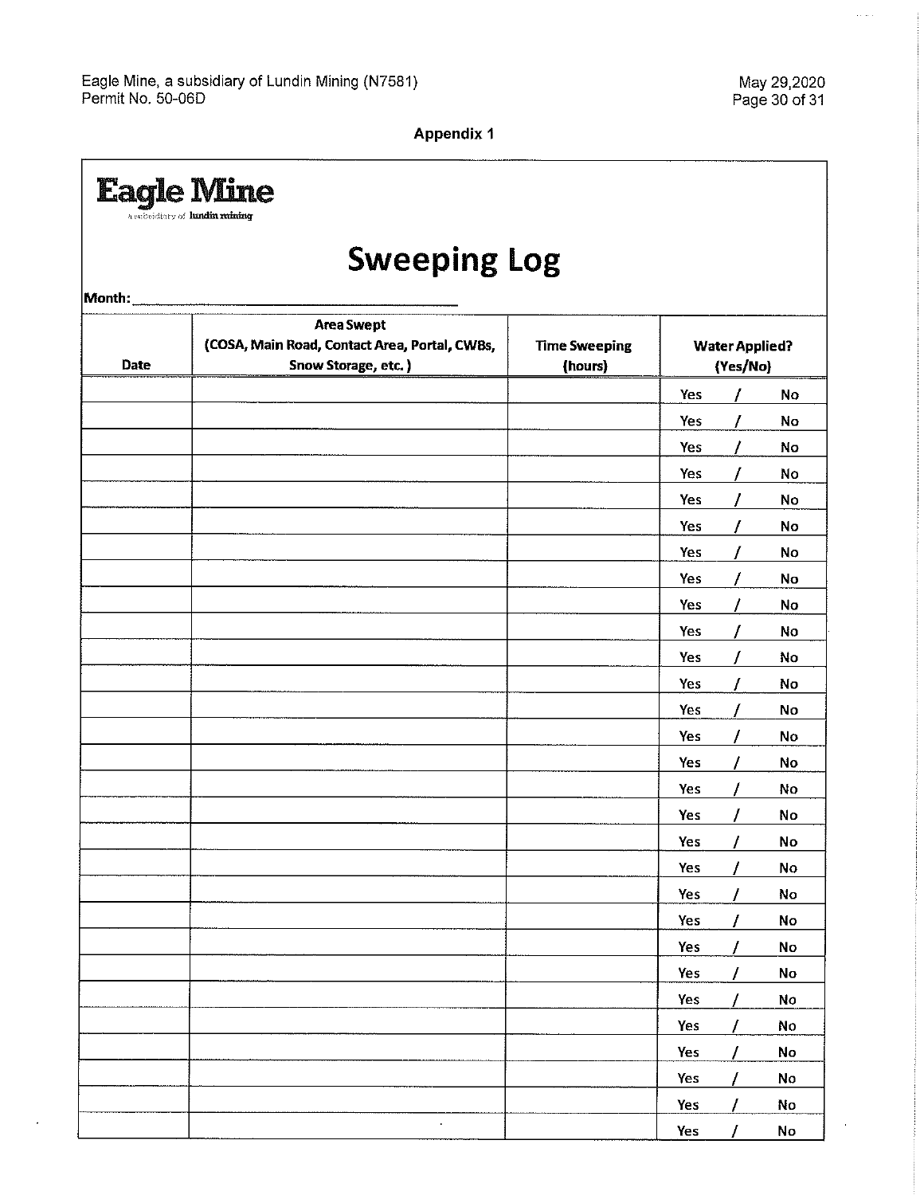**Appendix 1**

**Eagle Mine**

a subsidiary of lundin mining

# Sweeping Log

**Month:** ______________________________

| Date | Area Swept (COSA, Main Road, Contact Area, Portal, CWBs, Snow Storage, etc.) | Time Sweeping (hours) | Water Applied? (Yes/No) |
|---|---|---|---|
| | | | Yes / No |
| | | | Yes / No |
| | | | Yes / No |
| | | | Yes / No |
| | | | Yes / No |
| | | | Yes / No |
| | | | Yes / No |
| | | | Yes / No |
| | | | Yes / No |
| | | | Yes / No |
| | | | Yes / No |
| | | | Yes / No |
| | | | Yes / No |
| | | | Yes / No |
| | | | Yes / No |
| | | | Yes / No |
| | | | Yes / No |
| | | | Yes / No |
| | | | Yes / No |
| | | | Yes / No |
| | | | Yes / No |
| | | | Yes / No |
| | | | Yes / No |
| | | | Yes / No |
| | | | Yes / No |
| | | | Yes / No |
| | | | Yes / No |
| | | | Yes / No |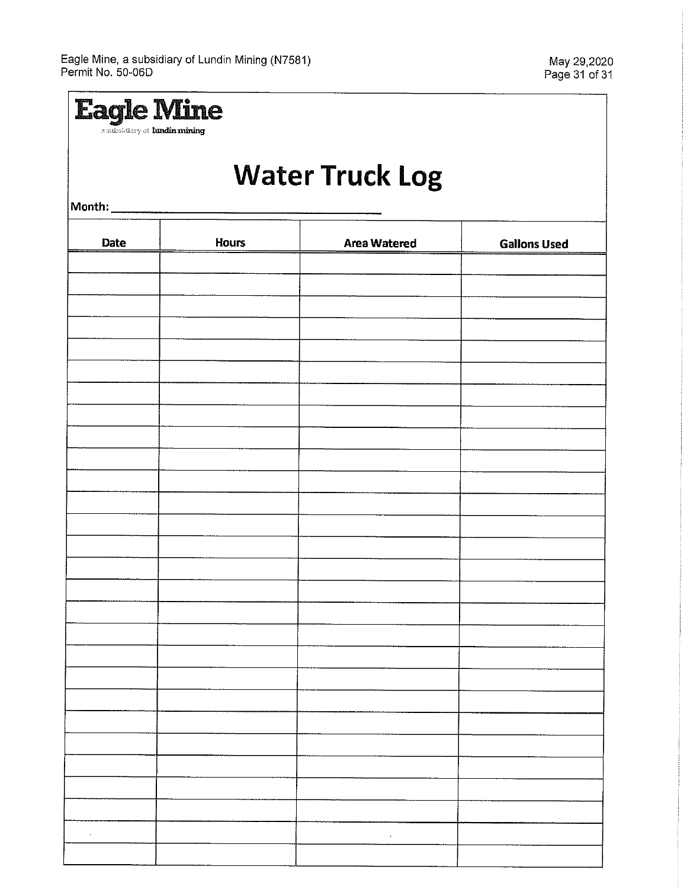**Eagle Mine**
a subsidiary of lundin mining

# Water Truck Log

Month: ____________________

| Date | Hours | Area Watered | Gallons Used |
|---|---|---|---|
| | | | |
| | | | |
| | | | |
| | | | |
| | | | |
| | | | |
| | | | |
| | | | |
| | | | |
| | | | |
| | | | |
| | | | |
| | | | |
| | | | |
| | | | |
| | | | |
| | | | |
| | | | |
| | | | |
| | | | |
| | | | |
| | | | |
| | | | |
| | | | |
| | | | |
| | | | |
| | | | |
| | | | |